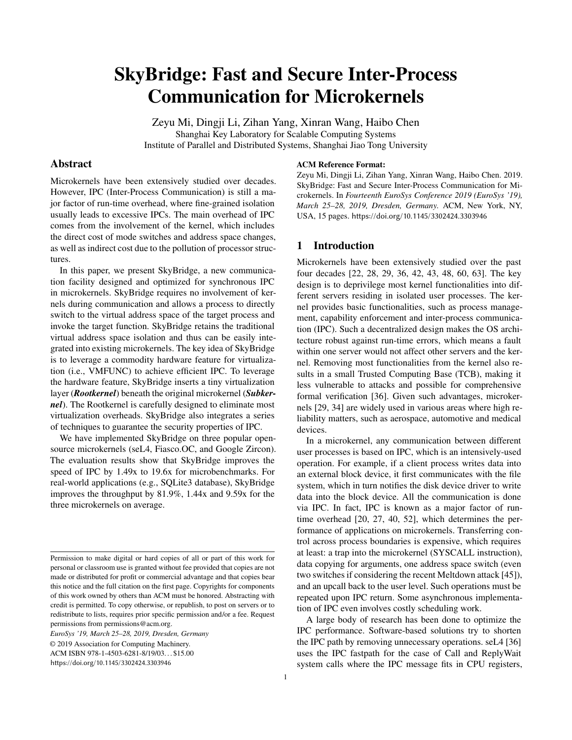# SkyBridge: Fast and Secure Inter-Process Communication for Microkernels

Zeyu Mi, Dingji Li, Zihan Yang, Xinran Wang, Haibo Chen
Shanghai Key Laboratory for Scalable Computing Systems
Institute of Parallel and Distributed Systems, Shanghai Jiao Tong University

## Abstract

Microkernels have been extensively studied over decades. However, IPC (Inter-Process Communication) is still a major factor of run-time overhead, where fine-grained isolation usually leads to excessive IPCs. The main overhead of IPC comes from the involvement of the kernel, which includes the direct cost of mode switches and address space changes, as well as indirect cost due to the pollution of processor structures.

In this paper, we present SkyBridge, a new communication facility designed and optimized for synchronous IPC in microkernels. SkyBridge requires no involvement of kernels during communication and allows a process to directly switch to the virtual address space of the target process and invoke the target function. SkyBridge retains the traditional virtual address space isolation and thus can be easily integrated into existing microkernels. The key idea of SkyBridge is to leverage a commodity hardware feature for virtualization (i.e., VMFUNC) to achieve efficient IPC. To leverage the hardware feature, SkyBridge inserts a tiny virtualization layer (***Rootkernel***) beneath the original microkernel (***Subkernel***). The Rootkernel is carefully designed to eliminate most virtualization overheads. SkyBridge also integrates a series of techniques to guarantee the security properties of IPC.

We have implemented SkyBridge on three popular open-source microkernels (seL4, Fiasco.OC, and Google Zircon). The evaluation results show that SkyBridge improves the speed of IPC by 1.49x to 19.6x for microbenchmarks. For real-world applications (e.g., SQLite3 database), SkyBridge improves the throughput by 81.9%, 1.44x and 9.59x for the three microkernels on average.

Permission to make digital or hard copies of all or part of this work for personal or classroom use is granted without fee provided that copies are not made or distributed for profit or commercial advantage and that copies bear this notice and the full citation on the first page. Copyrights for components of this work owned by others than ACM must be honored. Abstracting with credit is permitted. To copy otherwise, or republish, to post on servers or to redistribute to lists, requires prior specific permission and/or a fee. Request permissions from permissions@acm.org.

*EuroSys '19, March 25–28, 2019, Dresden, Germany*
© 2019 Association for Computing Machinery.
ACM ISBN 978-1-4503-6281-8/19/03...$15.00
https://doi.org/10.1145/3302424.3303946

**ACM Reference Format:**
Zeyu Mi, Dingji Li, Zihan Yang, Xinran Wang, Haibo Chen. 2019. SkyBridge: Fast and Secure Inter-Process Communication for Microkernels. In *Fourteenth EuroSys Conference 2019 (EuroSys '19), March 25–28, 2019, Dresden, Germany.* ACM, New York, NY, USA, 15 pages. https://doi.org/10.1145/3302424.3303946

## 1 Introduction

Microkernels have been extensively studied over the past four decades [22, 28, 29, 36, 42, 43, 48, 60, 63]. The key design is to deprivilege most kernel functionalities into different servers residing in isolated user processes. The kernel provides basic functionalities, such as process management, capability enforcement and inter-process communication (IPC). Such a decentralized design makes the OS architecture robust against run-time errors, which means a fault within one server would not affect other servers and the kernel. Removing most functionalities from the kernel also results in a small Trusted Computing Base (TCB), making it less vulnerable to attacks and possible for comprehensive formal verification [36]. Given such advantages, microkernels [29, 34] are widely used in various areas where high reliability matters, such as aerospace, automotive and medical devices.

In a microkernel, any communication between different user processes is based on IPC, which is an intensively-used operation. For example, if a client process writes data into an external block device, it first communicates with the file system, which in turn notifies the disk device driver to write data into the block device. All the communication is done via IPC. In fact, IPC is known as a major factor of run-time overhead [20, 27, 40, 52], which determines the performance of applications on microkernels. Transferring control across process boundaries is expensive, which requires at least: a trap into the microkernel (SYSCALL instruction), data copying for arguments, one address space switch (even two switches if considering the recent Meltdown attack [45]), and an upcall back to the user level. Such operations must be repeated upon IPC return. Some asynchronous implementation of IPC even involves costly scheduling work.

A large body of research has been done to optimize the IPC performance. Software-based solutions try to shorten the IPC path by removing unnecessary operations. seL4 [36] uses the IPC fastpath for the case of Call and ReplyWait system calls where the IPC message fits in CPU registers,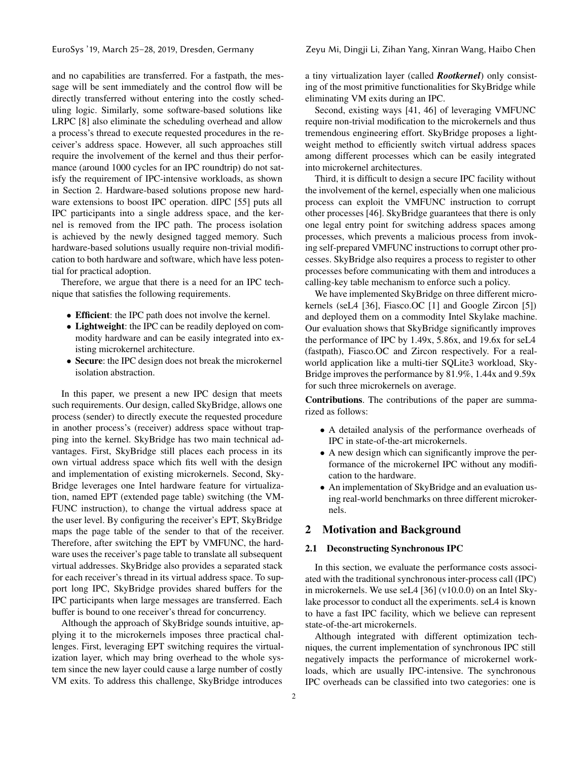and no capabilities are transferred. For a fastpath, the message will be sent immediately and the control flow will be directly transferred without entering into the costly scheduling logic. Similarly, some software-based solutions like LRPC [8] also eliminate the scheduling overhead and allow a process's thread to execute requested procedures in the receiver's address space. However, all such approaches still require the involvement of the kernel and thus their performance (around 1000 cycles for an IPC roundtrip) do not satisfy the requirement of IPC-intensive workloads, as shown in Section 2. Hardware-based solutions propose new hardware extensions to boost IPC operation. dIPC [55] puts all IPC participants into a single address space, and the kernel is removed from the IPC path. The process isolation is achieved by the newly designed tagged memory. Such hardware-based solutions usually require non-trivial modification to both hardware and software, which have less potential for practical adoption.

Therefore, we argue that there is a need for an IPC technique that satisfies the following requirements.

- **Efficient**: the IPC path does not involve the kernel.
- **Lightweight**: the IPC can be readily deployed on commodity hardware and can be easily integrated into existing microkernel architecture.
- **Secure**: the IPC design does not break the microkernel isolation abstraction.

In this paper, we present a new IPC design that meets such requirements. Our design, called SkyBridge, allows one process (sender) to directly execute the requested procedure in another process's (receiver) address space without trapping into the kernel. SkyBridge has two main technical advantages. First, SkyBridge still places each process in its own virtual address space which fits well with the design and implementation of existing microkernels. Second, SkyBridge leverages one Intel hardware feature for virtualization, named EPT (extended page table) switching (the VMFUNC instruction), to change the virtual address space at the user level. By configuring the receiver's EPT, SkyBridge maps the page table of the sender to that of the receiver. Therefore, after switching the EPT by VMFUNC, the hardware uses the receiver's page table to translate all subsequent virtual addresses. SkyBridge also provides a separated stack for each receiver's thread in its virtual address space. To support long IPC, SkyBridge provides shared buffers for the IPC participants when large messages are transferred. Each buffer is bound to one receiver's thread for concurrency.

Although the approach of SkyBridge sounds intuitive, applying it to the microkernels imposes three practical challenges. First, leveraging EPT switching requires the virtualization layer, which may bring overhead to the whole system since the new layer could cause a large number of costly VM exits. To address this challenge, SkyBridge introduces a tiny virtualization layer (called ***Rootkernel***) only consisting of the most primitive functionalities for SkyBridge while eliminating VM exits during an IPC.

Second, existing ways [41, 46] of leveraging VMFUNC require non-trivial modification to the microkernels and thus tremendous engineering effort. SkyBridge proposes a lightweight method to efficiently switch virtual address spaces among different processes which can be easily integrated into microkernel architectures.

Third, it is difficult to design a secure IPC facility without the involvement of the kernel, especially when one malicious process can exploit the VMFUNC instruction to corrupt other processes [46]. SkyBridge guarantees that there is only one legal entry point for switching address spaces among processes, which prevents a malicious process from invoking self-prepared VMFUNC instructions to corrupt other processes. SkyBridge also requires a process to register to other processes before communicating with them and introduces a calling-key table mechanism to enforce such a policy.

We have implemented SkyBridge on three different microkernels (seL4 [36], Fiasco.OC [1] and Google Zircon [5]) and deployed them on a commodity Intel Skylake machine. Our evaluation shows that SkyBridge significantly improves the performance of IPC by 1.49x, 5.86x, and 19.6x for seL4 (fastpath), Fiasco.OC and Zircon respectively. For a real-world application like a multi-tier SQLite3 workload, SkyBridge improves the performance by 81.9%, 1.44x and 9.59x for such three microkernels on average.

**Contributions**. The contributions of the paper are summarized as follows:

- A detailed analysis of the performance overheads of IPC in state-of-the-art microkernels.
- A new design which can significantly improve the performance of the microkernel IPC without any modification to the hardware.
- An implementation of SkyBridge and an evaluation using real-world benchmarks on three different microkernels.

## 2 Motivation and Background

### 2.1 Deconstructing Synchronous IPC

In this section, we evaluate the performance costs associated with the traditional synchronous inter-process call (IPC) in microkernels. We use seL4 [36] (v10.0.0) on an Intel Skylake processor to conduct all the experiments. seL4 is known to have a fast IPC facility, which we believe can represent state-of-the-art microkernels.

Although integrated with different optimization techniques, the current implementation of synchronous IPC still negatively impacts the performance of microkernel workloads, which are usually IPC-intensive. The synchronous IPC overheads can be classified into two categories: one is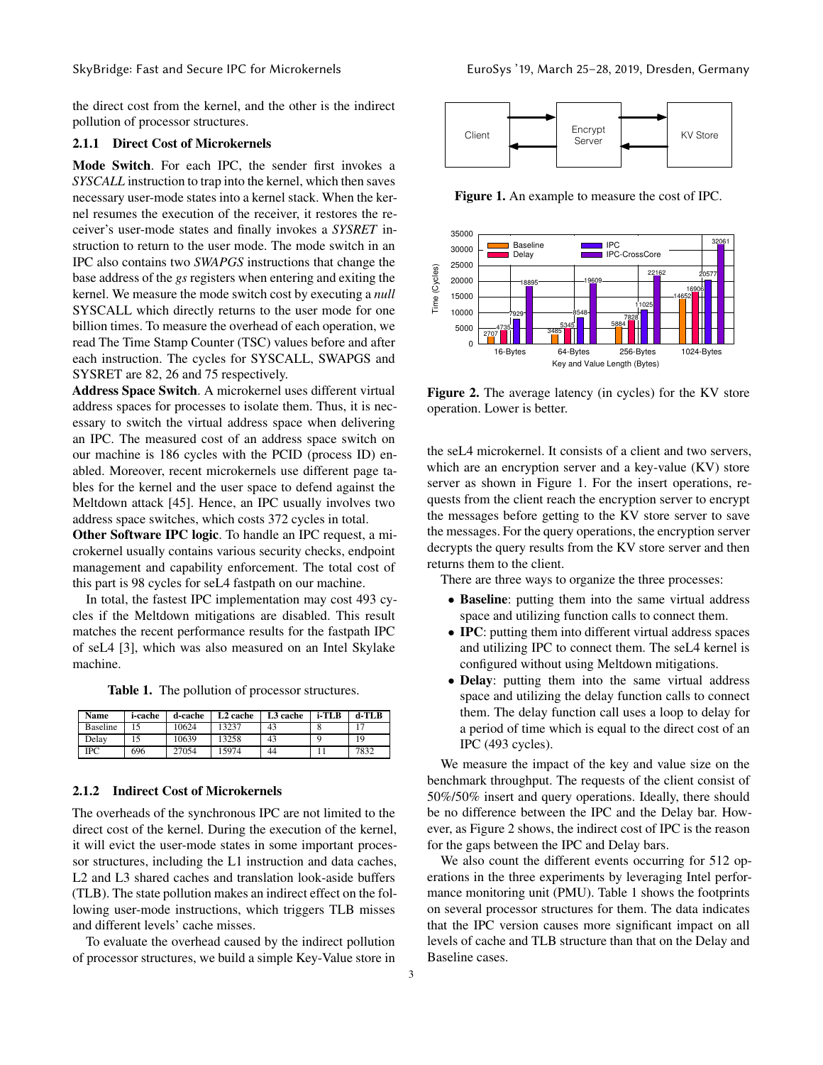the direct cost from the kernel, and the other is the indirect pollution of processor structures.

### 2.1.1 Direct Cost of Microkernels

**Mode Switch**. For each IPC, the sender first invokes a *SYSCALL* instruction to trap into the kernel, which then saves necessary user-mode states into a kernel stack. When the kernel resumes the execution of the receiver, it restores the receiver's user-mode states and finally invokes a *SYSRET* instruction to return to the user mode. The mode switch in an IPC also contains two *SWAPGS* instructions that change the base address of the *gs* registers when entering and exiting the kernel. We measure the mode switch cost by executing a *null* SYSCALL which directly returns to the user mode for one billion times. To measure the overhead of each operation, we read The Time Stamp Counter (TSC) values before and after each instruction. The cycles for SYSCALL, SWAPGS and SYSRET are 82, 26 and 75 respectively.

**Address Space Switch**. A microkernel uses different virtual address spaces for processes to isolate them. Thus, it is necessary to switch the virtual address space when delivering an IPC. The measured cost of an address space switch on our machine is 186 cycles with the PCID (process ID) enabled. Moreover, recent microkernels use different page tables for the kernel and the user space to defend against the Meltdown attack [45]. Hence, an IPC usually involves two address space switches, which costs 372 cycles in total.

**Other Software IPC logic**. To handle an IPC request, a microkernel usually contains various security checks, endpoint management and capability enforcement. The total cost of this part is 98 cycles for seL4 fastpath on our machine.

In total, the fastest IPC implementation may cost 493 cycles if the Meltdown mitigations are disabled. This result matches the recent performance results for the fastpath IPC of seL4 [3], which was also measured on an Intel Skylake machine.

**Table 1.** The pollution of processor structures.

| Name | i-cache | d-cache | L2 cache | L3 cache | i-TLB | d-TLB |
|---|---|---|---|---|---|---|
| Baseline | 15 | 10624 | 13237 | 43 | 8 | 17 |
| Delay | 15 | 10639 | 13258 | 43 | 9 | 19 |
| IPC | 696 | 27054 | 15974 | 44 | 11 | 7832 |

### 2.1.2 Indirect Cost of Microkernels

The overheads of the synchronous IPC are not limited to the direct cost of the kernel. During the execution of the kernel, it will evict the user-mode states in some important processor structures, including the L1 instruction and data caches, L2 and L3 shared caches and translation look-aside buffers (TLB). The state pollution makes an indirect effect on the following user-mode instructions, which triggers TLB misses and different levels' cache misses.

To evaluate the overhead caused by the indirect pollution of processor structures, we build a simple Key-Value store in

**Figure 1.** An example to measure the cost of IPC.

**Figure 2.** The average latency (in cycles) for the KV store operation. Lower is better.

the seL4 microkernel. It consists of a client and two servers, which are an encryption server and a key-value (KV) store server as shown in Figure 1. For the insert operations, requests from the client reach the encryption server to encrypt the messages before getting to the KV store server to save the messages. For the query operations, the encryption server decrypts the query results from the KV store server and then returns them to the client.

There are three ways to organize the three processes:

- **Baseline**: putting them into the same virtual address space and utilizing function calls to connect them.
- **IPC**: putting them into different virtual address spaces and utilizing IPC to connect them. The seL4 kernel is configured without using Meltdown mitigations.
- **Delay**: putting them into the same virtual address space and utilizing the delay function calls to connect them. The delay function call uses a loop to delay for a period of time which is equal to the direct cost of an IPC (493 cycles).

We measure the impact of the key and value size on the benchmark throughput. The requests of the client consist of 50%/50% insert and query operations. Ideally, there should be no difference between the IPC and the Delay bar. However, as Figure 2 shows, the indirect cost of IPC is the reason for the gaps between the IPC and Delay bars.

We also count the different events occurring for 512 operations in the three experiments by leveraging Intel performance monitoring unit (PMU). Table 1 shows the footprints on several processor structures for them. The data indicates that the IPC version causes more significant impact on all levels of cache and TLB structure than that on the Delay and Baseline cases.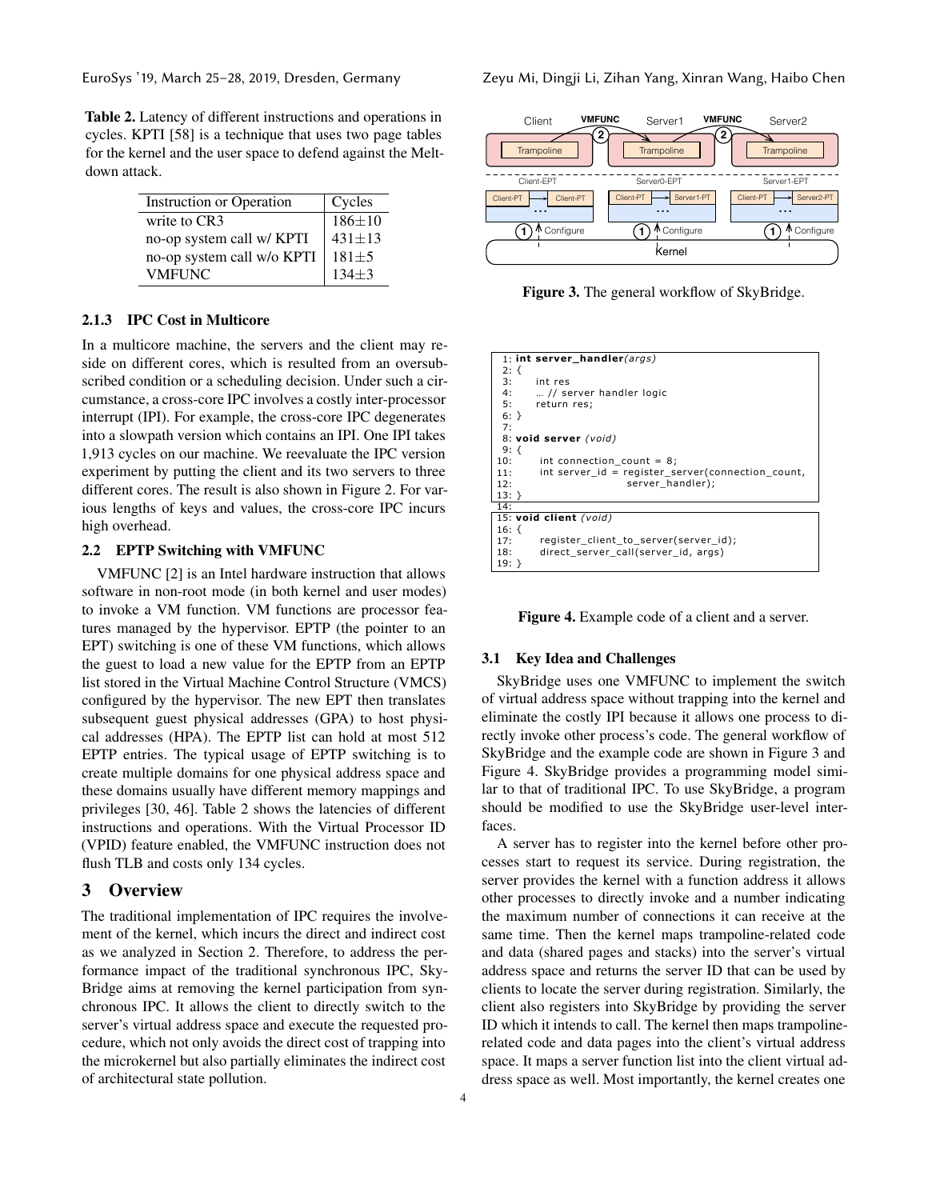**Table 2.** Latency of different instructions and operations in cycles. KPTI [58] is a technique that uses two page tables for the kernel and the user space to defend against the Meltdown attack.

| Instruction or Operation | Cycles |
|---|---|
| write to CR3 | $186 \pm 10$ |
| no-op system call w/ KPTI | $431 \pm 13$ |
| no-op system call w/o KPTI | $181 \pm 5$ |
| VMFUNC | $134 \pm 3$ |

### 2.1.3 IPC Cost in Multicore

In a multicore machine, the servers and the client may reside on different cores, which is resulted from an oversubscribed condition or a scheduling decision. Under such a circumstance, a cross-core IPC involves a costly inter-processor interrupt (IPI). For example, the cross-core IPC degenerates into a slowpath version which contains an IPI. One IPI takes 1,913 cycles on our machine. We reevaluate the IPC version experiment by putting the client and its two servers to three different cores. The result is also shown in Figure 2. For various lengths of keys and values, the cross-core IPC incurs high overhead.

## 2.2 EPTP Switching with VMFUNC

VMFUNC [2] is an Intel hardware instruction that allows software in non-root mode (in both kernel and user modes) to invoke a VM function. VM functions are processor features managed by the hypervisor. EPTP (the pointer to an EPT) switching is one of these VM functions, which allows the guest to load a new value for the EPTP from an EPTP list stored in the Virtual Machine Control Structure (VMCS) configured by the hypervisor. The new EPT then translates subsequent guest physical addresses (GPA) to host physical addresses (HPA). The EPTP list can hold at most 512 EPTP entries. The typical usage of EPTP switching is to create multiple domains for one physical address space and these domains usually have different memory mappings and privileges [30, 46]. Table 2 shows the latencies of different instructions and operations. With the Virtual Processor ID (VPID) feature enabled, the VMFUNC instruction does not flush TLB and costs only 134 cycles.

# 3 Overview

The traditional implementation of IPC requires the involvement of the kernel, which incurs the direct and indirect cost as we analyzed in Section 2. Therefore, to address the performance impact of the traditional synchronous IPC, SkyBridge aims at removing the kernel participation from synchronous IPC. It allows the client to directly switch to the server's virtual address space and execute the requested procedure, which not only avoids the direct cost of trapping into the microkernel but also partially eliminates the indirect cost of architectural state pollution.

**Figure 3.** The general workflow of SkyBridge.

```
 1: int server_handler(args)
 2: {
 3:     int res
 4:     … // server handler logic
 5:     return res;
 6: }
 7:
 8: void server (void)
 9: {
10:     int connection_count = 8;
11:     int server_id = register_server(connection_count,
12:                     server_handler);
13: }
14:
15: void client (void)
16: {
17:     register_client_to_server(server_id);
18:     direct_server_call(server_id, args)
19: }
```

**Figure 4.** Example code of a client and a server.

## 3.1 Key Idea and Challenges

SkyBridge uses one VMFUNC to implement the switch of virtual address space without trapping into the kernel and eliminate the costly IPI because it allows one process to directly invoke other process's code. The general workflow of SkyBridge and the example code are shown in Figure 3 and Figure 4. SkyBridge provides a programming model similar to that of traditional IPC. To use SkyBridge, a program should be modified to use the SkyBridge user-level interfaces.

A server has to register into the kernel before other processes start to request its service. During registration, the server provides the kernel with a function address it allows other processes to directly invoke and a number indicating the maximum number of connections it can receive at the same time. Then the kernel maps trampoline-related code and data (shared pages and stacks) into the server's virtual address space and returns the server ID that can be used by clients to locate the server during registration. Similarly, the client also registers into SkyBridge by providing the server ID which it intends to call. The kernel then maps trampoline-related code and data pages into the client's virtual address space. It maps a server function list into the client virtual address space as well. Most importantly, the kernel creates one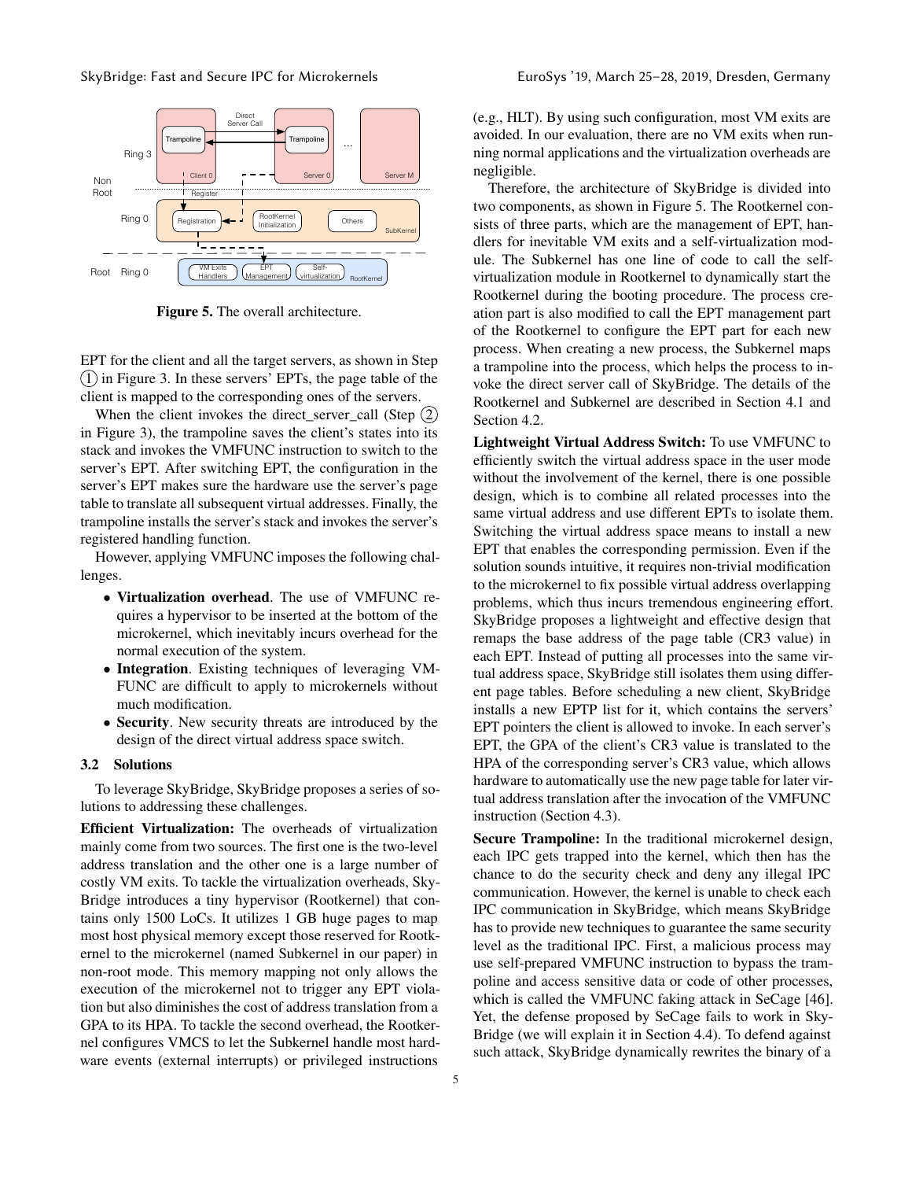Figure 5. The overall architecture.

EPT for the client and all the target servers, as shown in Step (1) in Figure 3. In these servers' EPTs, the page table of the client is mapped to the corresponding ones of the servers.

When the client invokes the direct_server_call (Step (2) in Figure 3), the trampoline saves the client's states into its stack and invokes the VMFUNC instruction to switch to the server's EPT. After switching EPT, the configuration in the server's EPT makes sure the hardware use the server's page table to translate all subsequent virtual addresses. Finally, the trampoline installs the server's stack and invokes the server's registered handling function.

However, applying VMFUNC imposes the following challenges.

- **Virtualization overhead**. The use of VMFUNC requires a hypervisor to be inserted at the bottom of the microkernel, which inevitably incurs overhead for the normal execution of the system.
- **Integration**. Existing techniques of leveraging VMFUNC are difficult to apply to microkernels without much modification.
- **Security**. New security threats are introduced by the design of the direct virtual address space switch.

### 3.2 Solutions

To leverage SkyBridge, SkyBridge proposes a series of solutions to addressing these challenges.

**Efficient Virtualization:** The overheads of virtualization mainly come from two sources. The first one is the two-level address translation and the other one is a large number of costly VM exits. To tackle the virtualization overheads, SkyBridge introduces a tiny hypervisor (Rootkernel) that contains only 1500 LoCs. It utilizes 1 GB huge pages to map most host physical memory except those reserved for Rootkernel to the microkernel (named Subkernel in our paper) in non-root mode. This memory mapping not only allows the execution of the microkernel not to trigger any EPT violation but also diminishes the cost of address translation from a GPA to its HPA. To tackle the second overhead, the Rootkernel configures VMCS to let the Subkernel handle most hardware events (external interrupts) or privileged instructions (e.g., HLT). By using such configuration, most VM exits are avoided. In our evaluation, there are no VM exits when running normal applications and the virtualization overheads are negligible.

Therefore, the architecture of SkyBridge is divided into two components, as shown in Figure 5. The Rootkernel consists of three parts, which are the management of EPT, handlers for inevitable VM exits and a self-virtualization module. The Subkernel has one line of code to call the self-virtualization module in Rootkernel to dynamically start the Rootkernel during the booting procedure. The process creation part is also modified to call the EPT management part of the Rootkernel to configure the EPT part for each new process. When creating a new process, the Subkernel maps a trampoline into the process, which helps the process to invoke the direct server call of SkyBridge. The details of the Rootkernel and Subkernel are described in Section 4.1 and Section 4.2.

**Lightweight Virtual Address Switch:** To use VMFUNC to efficiently switch the virtual address space in the user mode without the involvement of the kernel, there is one possible design, which is to combine all related processes into the same virtual address and use different EPTs to isolate them. Switching the virtual address space means to install a new EPT that enables the corresponding permission. Even if the solution sounds intuitive, it requires non-trivial modification to the microkernel to fix possible virtual address overlapping problems, which thus incurs tremendous engineering effort. SkyBridge proposes a lightweight and effective design that remaps the base address of the page table (CR3 value) in each EPT. Instead of putting all processes into the same virtual address space, SkyBridge still isolates them using different page tables. Before scheduling a new client, SkyBridge installs a new EPTP list for it, which contains the servers' EPT pointers the client is allowed to invoke. In each server's EPT, the GPA of the client's CR3 value is translated to the HPA of the corresponding server's CR3 value, which allows hardware to automatically use the new page table for later virtual address translation after the invocation of the VMFUNC instruction (Section 4.3).

**Secure Trampoline:** In the traditional microkernel design, each IPC gets trapped into the kernel, which then has the chance to do the security check and deny any illegal IPC communication. However, the kernel is unable to check each IPC communication in SkyBridge, which means SkyBridge has to provide new techniques to guarantee the same security level as the traditional IPC. First, a malicious process may use self-prepared VMFUNC instruction to bypass the trampoline and access sensitive data or code of other processes, which is called the VMFUNC faking attack in SeCage [46]. Yet, the defense proposed by SeCage fails to work in SkyBridge (we will explain it in Section 4.4). To defend against such attack, SkyBridge dynamically rewrites the binary of a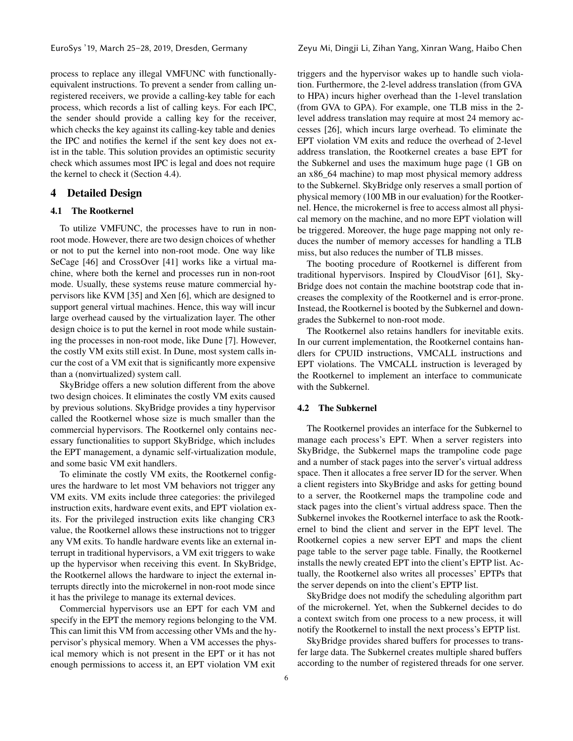process to replace any illegal VMFUNC with functionally-equivalent instructions. To prevent a sender from calling unregistered receivers, we provide a calling-key table for each process, which records a list of calling keys. For each IPC, the sender should provide a calling key for the receiver, which checks the key against its calling-key table and denies the IPC and notifies the kernel if the sent key does not exist in the table. This solution provides an optimistic security check which assumes most IPC is legal and does not require the kernel to check it (Section 4.4).

## 4 Detailed Design

### 4.1 The Rootkernel

To utilize VMFUNC, the processes have to run in non-root mode. However, there are two design choices of whether or not to put the kernel into non-root mode. One way like SeCage [46] and CrossOver [41] works like a virtual machine, where both the kernel and processes run in non-root mode. Usually, these systems reuse mature commercial hypervisors like KVM [35] and Xen [6], which are designed to support general virtual machines. Hence, this way will incur large overhead caused by the virtualization layer. The other design choice is to put the kernel in root mode while sustaining the processes in non-root mode, like Dune [7]. However, the costly VM exits still exist. In Dune, most system calls incur the cost of a VM exit that is significantly more expensive than a (nonvirtualized) system call.

SkyBridge offers a new solution different from the above two design choices. It eliminates the costly VM exits caused by previous solutions. SkyBridge provides a tiny hypervisor called the Rootkernel whose size is much smaller than the commercial hypervisors. The Rootkernel only contains necessary functionalities to support SkyBridge, which includes the EPT management, a dynamic self-virtualization module, and some basic VM exit handlers.

To eliminate the costly VM exits, the Rootkernel configures the hardware to let most VM behaviors not trigger any VM exits. VM exits include three categories: the privileged instruction exits, hardware event exits, and EPT violation exits. For the privileged instruction exits like changing CR3 value, the Rootkernel allows these instructions not to trigger any VM exits. To handle hardware events like an external interrupt in traditional hypervisors, a VM exit triggers to wake up the hypervisor when receiving this event. In SkyBridge, the Rootkernel allows the hardware to inject the external interrupts directly into the microkernel in non-root mode since it has the privilege to manage its external devices.

Commercial hypervisors use an EPT for each VM and specify in the EPT the memory regions belonging to the VM. This can limit this VM from accessing other VMs and the hypervisor's physical memory. When a VM accesses the physical memory which is not present in the EPT or it has not enough permissions to access it, an EPT violation VM exit triggers and the hypervisor wakes up to handle such violation. Furthermore, the 2-level address translation (from GVA to HPA) incurs higher overhead than the 1-level translation (from GVA to GPA). For example, one TLB miss in the 2-level address translation may require at most 24 memory accesses [26], which incurs large overhead. To eliminate the EPT violation VM exits and reduce the overhead of 2-level address translation, the Rootkernel creates a base EPT for the Subkernel and uses the maximum huge page (1 GB on an x86_64 machine) to map most physical memory address to the Subkernel. SkyBridge only reserves a small portion of physical memory (100 MB in our evaluation) for the Rootkernel. Hence, the microkernel is free to access almost all physical memory on the machine, and no more EPT violation will be triggered. Moreover, the huge page mapping not only reduces the number of memory accesses for handling a TLB miss, but also reduces the number of TLB misses.

The booting procedure of Rootkernel is different from traditional hypervisors. Inspired by CloudVisor [61], SkyBridge does not contain the machine bootstrap code that increases the complexity of the Rootkernel and is error-prone. Instead, the Rootkernel is booted by the Subkernel and downgrades the Subkernel to non-root mode.

The Rootkernel also retains handlers for inevitable exits. In our current implementation, the Rootkernel contains handlers for CPUID instructions, VMCALL instructions and EPT violations. The VMCALL instruction is leveraged by the Rootkernel to implement an interface to communicate with the Subkernel.

### 4.2 The Subkernel

The Rootkernel provides an interface for the Subkernel to manage each process's EPT. When a server registers into SkyBridge, the Subkernel maps the trampoline code page and a number of stack pages into the server's virtual address space. Then it allocates a free server ID for the server. When a client registers into SkyBridge and asks for getting bound to a server, the Rootkernel maps the trampoline code and stack pages into the client's virtual address space. Then the Subkernel invokes the Rootkernel interface to ask the Rootkernel to bind the client and server in the EPT level. The Rootkernel copies a new server EPT and maps the client page table to the server page table. Finally, the Rootkernel installs the newly created EPT into the client's EPTP list. Actually, the Rootkernel also writes all processes' EPTPs that the server depends on into the client's EPTP list.

SkyBridge does not modify the scheduling algorithm part of the microkernel. Yet, when the Subkernel decides to do a context switch from one process to a new process, it will notify the Rootkernel to install the next process's EPTP list.

SkyBridge provides shared buffers for processes to transfer large data. The Subkernel creates multiple shared buffers according to the number of registered threads for one server.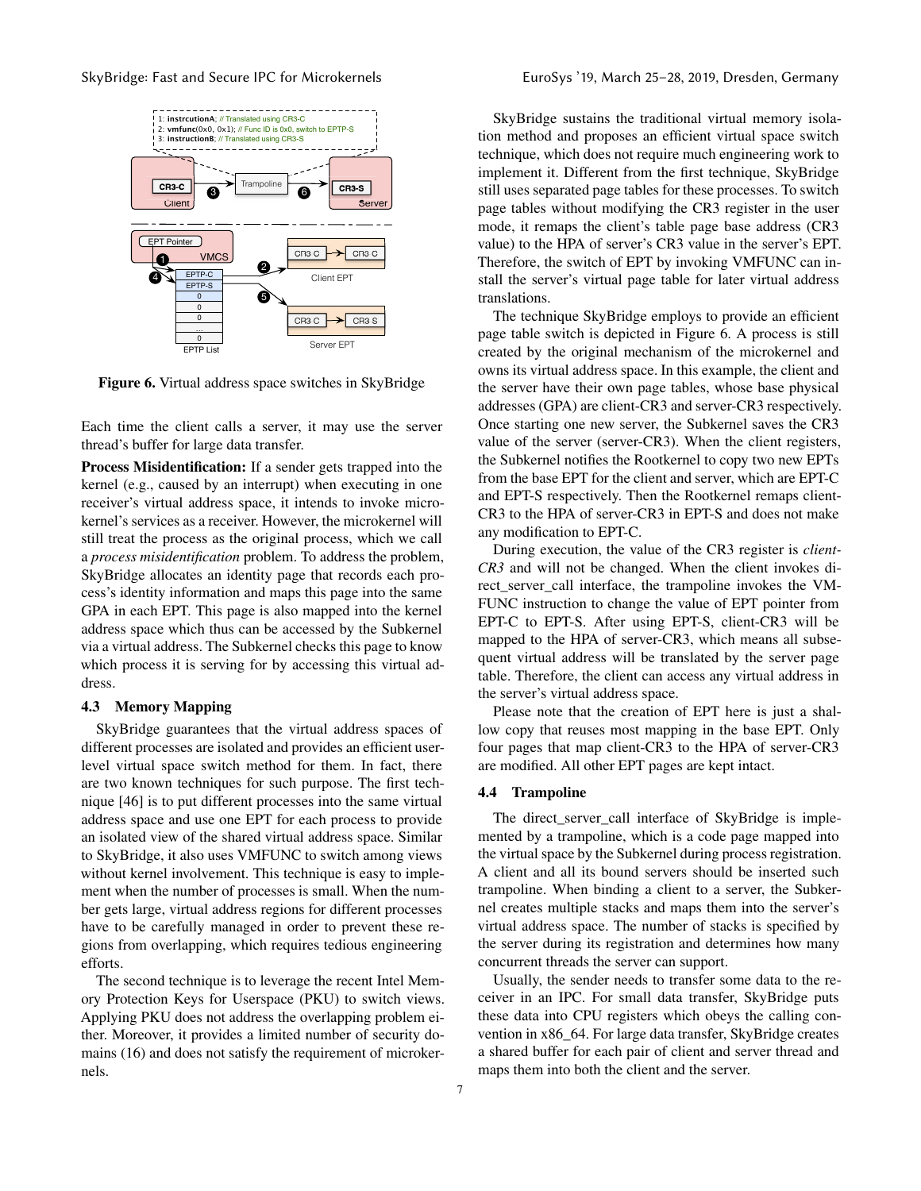```
1: instrcutionA; // Translated using CR3-C
2: vmfunc(0x0, 0x1); // Func ID is 0x0, switch to EPTP-S
3: instructionB; // Translated using CR3-S
```

Figure 6. Virtual address space switches in SkyBridge

Each time the client calls a server, it may use the server thread's buffer for large data transfer.

**Process Misidentification:** If a sender gets trapped into the kernel (e.g., caused by an interrupt) when executing in one receiver's virtual address space, it intends to invoke microkernel's services as a receiver. However, the microkernel will still treat the process as the original process, which we call a *process misidentification* problem. To address the problem, SkyBridge allocates an identity page that records each process's identity information and maps this page into the same GPA in each EPT. This page is also mapped into the kernel address space which thus can be accessed by the Subkernel via a virtual address. The Subkernel checks this page to know which process it is serving for by accessing this virtual address.

### 4.3 Memory Mapping

SkyBridge guarantees that the virtual address spaces of different processes are isolated and provides an efficient user-level virtual space switch method for them. In fact, there are two known techniques for such purpose. The first technique [46] is to put different processes into the same virtual address space and use one EPT for each process to provide an isolated view of the shared virtual address space. Similar to SkyBridge, it also uses VMFUNC to switch among views without kernel involvement. This technique is easy to implement when the number of processes is small. When the number gets large, virtual address regions for different processes have to be carefully managed in order to prevent these regions from overlapping, which requires tedious engineering efforts.

The second technique is to leverage the recent Intel Memory Protection Keys for Userspace (PKU) to switch views. Applying PKU does not address the overlapping problem either. Moreover, it provides a limited number of security domains (16) and does not satisfy the requirement of microkernels.

SkyBridge sustains the traditional virtual memory isolation method and proposes an efficient virtual space switch technique, which does not require much engineering work to implement it. Different from the first technique, SkyBridge still uses separated page tables for these processes. To switch page tables without modifying the CR3 register in the user mode, it remaps the client's table page base address (CR3 value) to the HPA of server's CR3 value in the server's EPT. Therefore, the switch of EPT by invoking VMFUNC can install the server's virtual page table for later virtual address translations.

The technique SkyBridge employs to provide an efficient page table switch is depicted in Figure 6. A process is still created by the original mechanism of the microkernel and owns its virtual address space. In this example, the client and the server have their own page tables, whose base physical addresses (GPA) are client-CR3 and server-CR3 respectively. Once starting one new server, the Subkernel saves the CR3 value of the server (server-CR3). When the client registers, the Subkernel notifies the Rootkernel to copy two new EPTs from the base EPT for the client and server, which are EPT-C and EPT-S respectively. Then the Rootkernel remaps client-CR3 to the HPA of server-CR3 in EPT-S and does not make any modification to EPT-C.

During execution, the value of the CR3 register is *client-CR3* and will not be changed. When the client invokes direct_server_call interface, the trampoline invokes the VMFUNC instruction to change the value of EPT pointer from EPT-C to EPT-S. After using EPT-S, client-CR3 will be mapped to the HPA of server-CR3, which means all subsequent virtual address will be translated by the server page table. Therefore, the client can access any virtual address in the server's virtual address space.

Please note that the creation of EPT here is just a shallow copy that reuses most mapping in the base EPT. Only four pages that map client-CR3 to the HPA of server-CR3 are modified. All other EPT pages are kept intact.

### 4.4 Trampoline

The direct_server_call interface of SkyBridge is implemented by a trampoline, which is a code page mapped into the virtual space by the Subkernel during process registration. A client and all its bound servers should be inserted such trampoline. When binding a client to a server, the Subkernel creates multiple stacks and maps them into the server's virtual address space. The number of stacks is specified by the server during its registration and determines how many concurrent threads the server can support.

Usually, the sender needs to transfer some data to the receiver in an IPC. For small data transfer, SkyBridge puts these data into CPU registers which obeys the calling convention in x86_64. For large data transfer, SkyBridge creates a shared buffer for each pair of client and server thread and maps them into both the client and the server.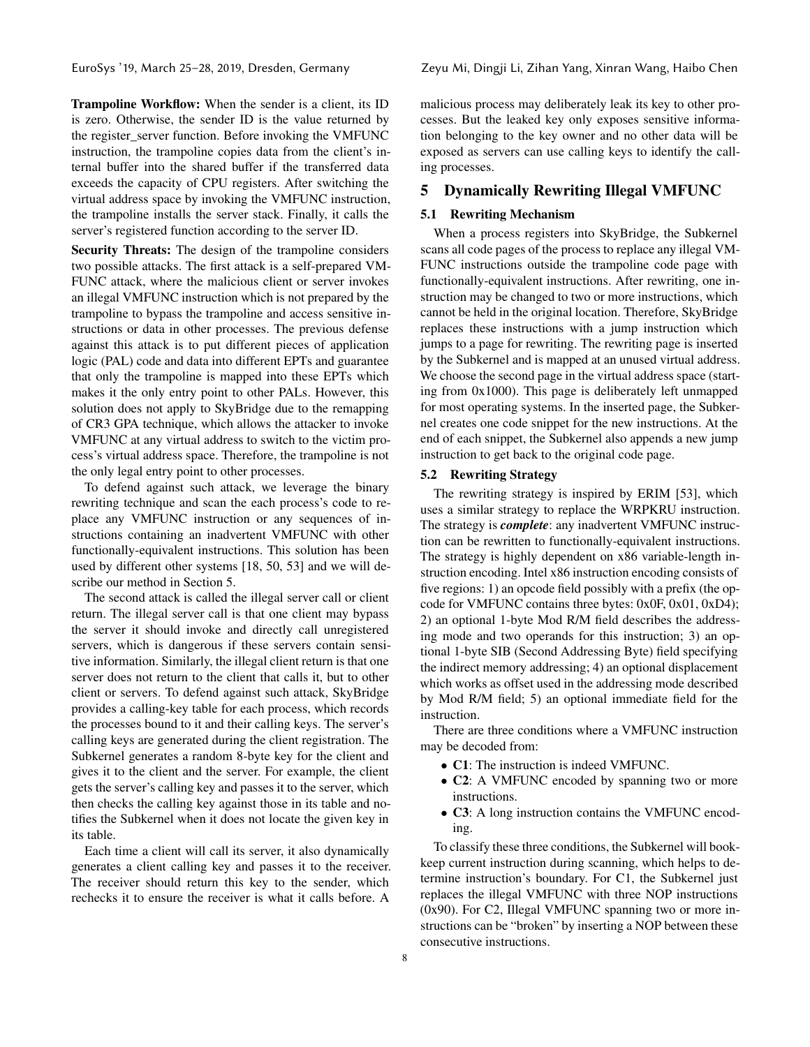**Trampoline Workflow:** When the sender is a client, its ID is zero. Otherwise, the sender ID is the value returned by the register_server function. Before invoking the VMFUNC instruction, the trampoline copies data from the client's internal buffer into the shared buffer if the transferred data exceeds the capacity of CPU registers. After switching the virtual address space by invoking the VMFUNC instruction, the trampoline installs the server stack. Finally, it calls the server's registered function according to the server ID.

**Security Threats:** The design of the trampoline considers two possible attacks. The first attack is a self-prepared VMFUNC attack, where the malicious client or server invokes an illegal VMFUNC instruction which is not prepared by the trampoline to bypass the trampoline and access sensitive instructions or data in other processes. The previous defense against this attack is to put different pieces of application logic (PAL) code and data into different EPTs and guarantee that only the trampoline is mapped into these EPTs which makes it the only entry point to other PALs. However, this solution does not apply to SkyBridge due to the remapping of CR3 GPA technique, which allows the attacker to invoke VMFUNC at any virtual address to switch to the victim process's virtual address space. Therefore, the trampoline is not the only legal entry point to other processes.

To defend against such attack, we leverage the binary rewriting technique and scan the each process's code to replace any VMFUNC instruction or any sequences of instructions containing an inadvertent VMFUNC with other functionally-equivalent instructions. This solution has been used by different other systems [18, 50, 53] and we will describe our method in Section 5.

The second attack is called the illegal server call or client return. The illegal server call is that one client may bypass the server it should invoke and directly call unregistered servers, which is dangerous if these servers contain sensitive information. Similarly, the illegal client return is that one server does not return to the client that calls it, but to other client or servers. To defend against such attack, SkyBridge provides a calling-key table for each process, which records the processes bound to it and their calling keys. The server's calling keys are generated during the client registration. The Subkernel generates a random 8-byte key for the client and gives it to the client and the server. For example, the client gets the server's calling key and passes it to the server, which then checks the calling key against those in its table and notifies the Subkernel when it does not locate the given key in its table.

Each time a client will call its server, it also dynamically generates a client calling key and passes it to the receiver. The receiver should return this key to the sender, which rechecks it to ensure the receiver is what it calls before. A malicious process may deliberately leak its key to other processes. But the leaked key only exposes sensitive information belonging to the key owner and no other data will be exposed as servers can use calling keys to identify the calling processes.

## 5 Dynamically Rewriting Illegal VMFUNC

### 5.1 Rewriting Mechanism

When a process registers into SkyBridge, the Subkernel scans all code pages of the process to replace any illegal VMFUNC instructions outside the trampoline code page with functionally-equivalent instructions. After rewriting, one instruction may be changed to two or more instructions, which cannot be held in the original location. Therefore, SkyBridge replaces these instructions with a jump instruction which jumps to a page for rewriting. The rewriting page is inserted by the Subkernel and is mapped at an unused virtual address. We choose the second page in the virtual address space (starting from 0x1000). This page is deliberately left unmapped for most operating systems. In the inserted page, the Subkernel creates one code snippet for the new instructions. At the end of each snippet, the Subkernel also appends a new jump instruction to get back to the original code page.

### 5.2 Rewriting Strategy

The rewriting strategy is inspired by ERIM [53], which uses a similar strategy to replace the WRPKRU instruction. The strategy is ***complete***: any inadvertent VMFUNC instruction can be rewritten to functionally-equivalent instructions. The strategy is highly dependent on x86 variable-length instruction encoding. Intel x86 instruction encoding consists of five regions: 1) an opcode field possibly with a prefix (the opcode for VMFUNC contains three bytes: 0x0F, 0x01, 0xD4); 2) an optional 1-byte Mod R/M field describes the addressing mode and two operands for this instruction; 3) an optional 1-byte SIB (Second Addressing Byte) field specifying the indirect memory addressing; 4) an optional displacement which works as offset used in the addressing mode described by Mod R/M field; 5) an optional immediate field for the instruction.

There are three conditions where a VMFUNC instruction may be decoded from:

- **C1**: The instruction is indeed VMFUNC.
- **C2**: A VMFUNC encoded by spanning two or more instructions.
- **C3**: A long instruction contains the VMFUNC encoding.

To classify these three conditions, the Subkernel will bookkeep current instruction during scanning, which helps to determine instruction's boundary. For C1, the Subkernel just replaces the illegal VMFUNC with three NOP instructions (0x90). For C2, Illegal VMFUNC spanning two or more instructions can be "broken" by inserting a NOP between these consecutive instructions.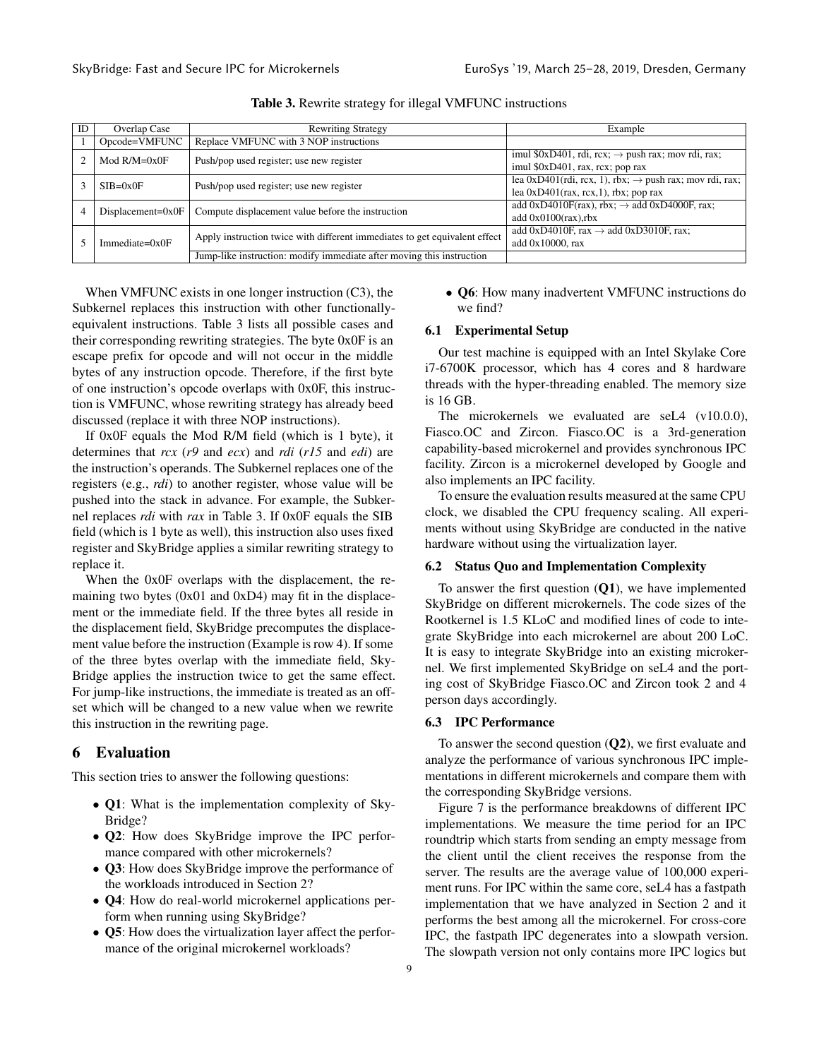**Table 3.** Rewrite strategy for illegal VMFUNC instructions

| ID | Overlap Case | Rewriting Strategy | Example |
|---|---|---|---|
| 1 | Opcode=VMFUNC | Replace VMFUNC with 3 NOP instructions | |
| 2 | Mod R/M=0x0F | Push/pop used register; use new register | imul $0xD401, rdi, rcx; → push rax; mov rdi, rax; imul $0xD401, rax, rcx; pop rax |
| 3 | SIB=0x0F | Push/pop used register; use new register | lea 0xD401(rdi, rcx, 1), rbx; → push rax; mov rdi, rax; lea 0xD401(rax, rcx,1), rbx; pop rax |
| 4 | Displacement=0x0F | Compute displacement value before the instruction | add 0xD4010F(rax), rbx; → add 0xD4000F, rax; add 0x0100(rax),rbx |
| 5 | Immediate=0x0F | Apply instruction twice with different immediates to get equivalent effect | add 0xD4010F, rax → add 0xD3010F, rax; add 0x10000, rax |
| | | Jump-like instruction: modify immediate after moving this instruction | |

When VMFUNC exists in one longer instruction (C3), the Subkernel replaces this instruction with other functionally-equivalent instructions. Table 3 lists all possible cases and their corresponding rewriting strategies. The byte 0x0F is an escape prefix for opcode and will not occur in the middle bytes of any instruction opcode. Therefore, if the first byte of one instruction's opcode overlaps with 0x0F, this instruction is VMFUNC, whose rewriting strategy has already beed discussed (replace it with three NOP instructions).

If 0x0F equals the Mod R/M field (which is 1 byte), it determines that *rcx* (*r9* and *ecx*) and *rdi* (*r15* and *edi*) are the instruction's operands. The Subkernel replaces one of the registers (e.g., *rdi*) to another register, whose value will be pushed into the stack in advance. For example, the Subkernel replaces *rdi* with *rax* in Table 3. If 0x0F equals the SIB field (which is 1 byte as well), this instruction also uses fixed register and SkyBridge applies a similar rewriting strategy to replace it.

When the 0x0F overlaps with the displacement, the remaining two bytes (0x01 and 0xD4) may fit in the displacement or the immediate field. If the three bytes all reside in the displacement field, SkyBridge precomputes the displacement value before the instruction (Example is row 4). If some of the three bytes overlap with the immediate field, SkyBridge applies the instruction twice to get the same effect. For jump-like instructions, the immediate is treated as an offset which will be changed to a new value when we rewrite this instruction in the rewriting page.

# 6 Evaluation

This section tries to answer the following questions:

- **Q1**: What is the implementation complexity of SkyBridge?
- **Q2**: How does SkyBridge improve the IPC performance compared with other microkernels?
- **Q3**: How does SkyBridge improve the performance of the workloads introduced in Section 2?
- **Q4**: How do real-world microkernel applications perform when running using SkyBridge?
- **Q5**: How does the virtualization layer affect the performance of the original microkernel workloads?
- **Q6**: How many inadvertent VMFUNC instructions do we find?

## 6.1 Experimental Setup

Our test machine is equipped with an Intel Skylake Core i7-6700K processor, which has 4 cores and 8 hardware threads with the hyper-threading enabled. The memory size is 16 GB.

The microkernels we evaluated are seL4 (v10.0.0), Fiasco.OC and Zircon. Fiasco.OC is a 3rd-generation capability-based microkernel and provides synchronous IPC facility. Zircon is a microkernel developed by Google and also implements an IPC facility.

To ensure the evaluation results measured at the same CPU clock, we disabled the CPU frequency scaling. All experiments without using SkyBridge are conducted in the native hardware without using the virtualization layer.

## 6.2 Status Quo and Implementation Complexity

To answer the first question (**Q1**), we have implemented SkyBridge on different microkernels. The code sizes of the Rootkernel is 1.5 KLoC and modified lines of code to integrate SkyBridge into each microkernel are about 200 LoC. It is easy to integrate SkyBridge into an existing microkernel. We first implemented SkyBridge on seL4 and the porting cost of SkyBridge Fiasco.OC and Zircon took 2 and 4 person days accordingly.

## 6.3 IPC Performance

To answer the second question (**Q2**), we first evaluate and analyze the performance of various synchronous IPC implementations in different microkernels and compare them with the corresponding SkyBridge versions.

Figure 7 is the performance breakdowns of different IPC implementations. We measure the time period for an IPC roundtrip which starts from sending an empty message from the client until the client receives the response from the server. The results are the average value of 100,000 experiment runs. For IPC within the same core, seL4 has a fastpath implementation that we have analyzed in Section 2 and it performs the best among all the microkernel. For cross-core IPC, the fastpath IPC degenerates into a slowpath version. The slowpath version not only contains more IPC logics but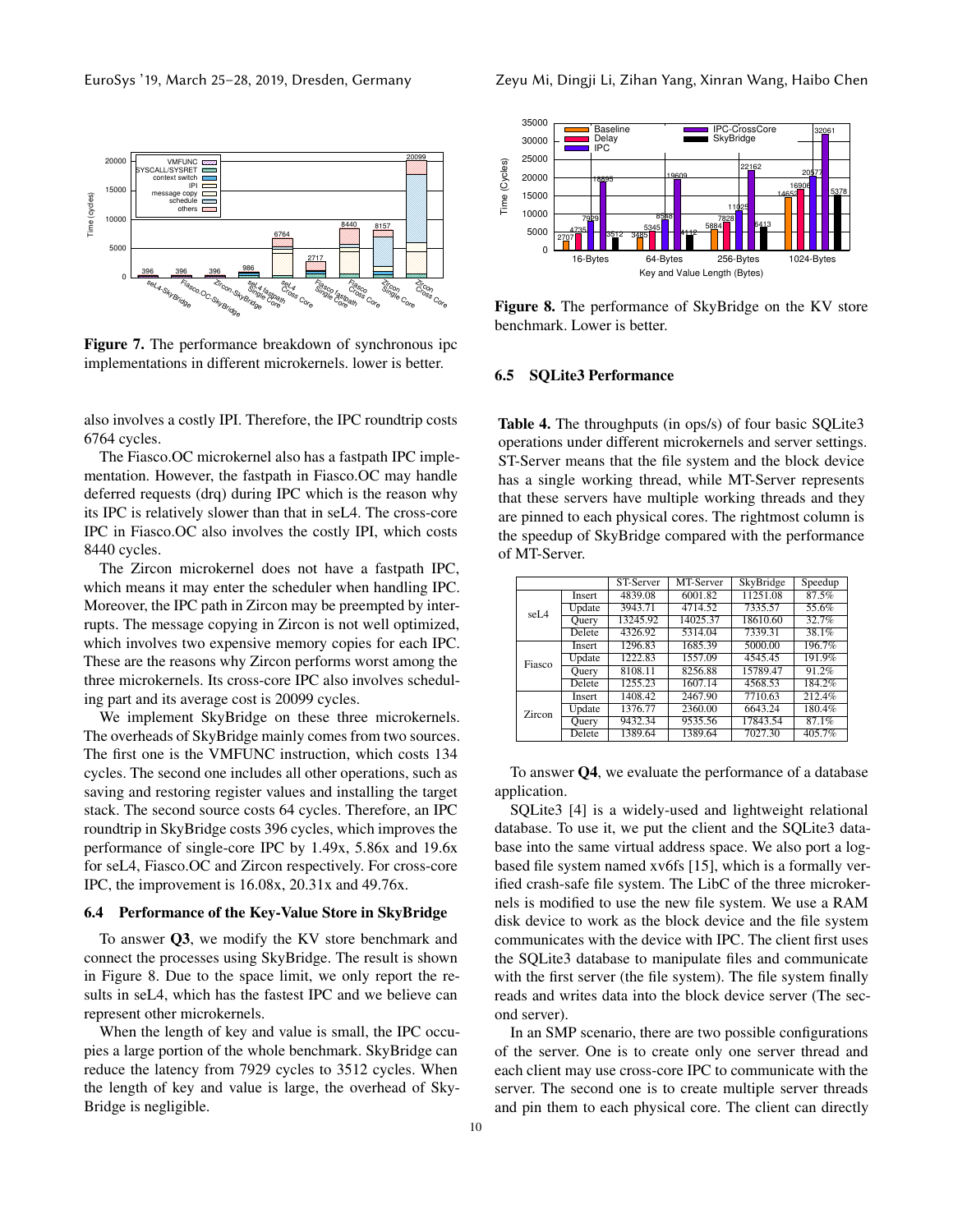Figure 7. The performance breakdown of synchronous ipc implementations in different microkernels. lower is better.

also involves a costly IPI. Therefore, the IPC roundtrip costs 6764 cycles.

The Fiasco.OC microkernel also has a fastpath IPC implementation. However, the fastpath in Fiasco.OC may handle deferred requests (drq) during IPC which is the reason why its IPC is relatively slower than that in seL4. The cross-core IPC in Fiasco.OC also involves the costly IPI, which costs 8440 cycles.

The Zircon microkernel does not have a fastpath IPC, which means it may enter the scheduler when handling IPC. Moreover, the IPC path in Zircon may be preempted by interrupts. The message copying in Zircon is not well optimized, which involves two expensive memory copies for each IPC. These are the reasons why Zircon performs worst among the three microkernels. Its cross-core IPC also involves scheduling part and its average cost is 20099 cycles.

We implement SkyBridge on these three microkernels. The overheads of SkyBridge mainly comes from two sources. The first one is the VMFUNC instruction, which costs 134 cycles. The second one includes all other operations, such as saving and restoring register values and installing the target stack. The second source costs 64 cycles. Therefore, an IPC roundtrip in SkyBridge costs 396 cycles, which improves the performance of single-core IPC by 1.49x, 5.86x and 19.6x for seL4, Fiasco.OC and Zircon respectively. For cross-core IPC, the improvement is 16.08x, 20.31x and 49.76x.

### 6.4 Performance of the Key-Value Store in SkyBridge

To answer **Q3**, we modify the KV store benchmark and connect the processes using SkyBridge. The result is shown in Figure 8. Due to the space limit, we only report the results in seL4, which has the fastest IPC and we believe can represent other microkernels.

When the length of key and value is small, the IPC occupies a large portion of the whole benchmark. SkyBridge can reduce the latency from 7929 cycles to 3512 cycles. When the length of key and value is large, the overhead of SkyBridge is negligible.

Figure 8. The performance of SkyBridge on the KV store benchmark. Lower is better.

### 6.5 SQLite3 Performance

**Table 4.** The throughputs (in ops/s) of four basic SQLite3 operations under different microkernels and server settings. ST-Server means that the file system and the block device has a single working thread, while MT-Server represents that these servers have multiple working threads and they are pinned to each physical cores. The rightmost column is the speedup of SkyBridge compared with the performance of MT-Server.

| | | ST-Server | MT-Server | SkyBridge | Speedup |
|---|---|---|---|---|---|
| seL4 | Insert | 4839.08 | 6001.82 | 11251.08 | 87.5% |
| | Update | 3943.71 | 4714.52 | 7335.57 | 55.6% |
| | Query | 13245.92 | 14025.37 | 18610.60 | 32.7% |
| | Delete | 4326.92 | 5314.04 | 7339.31 | 38.1% |
| Fiasco | Insert | 1296.83 | 1685.39 | 5000.00 | 196.7% |
| | Update | 1222.83 | 1557.09 | 4545.45 | 191.9% |
| | Query | 8108.11 | 8256.88 | 15789.47 | 91.2% |
| | Delete | 1255.23 | 1607.14 | 4568.53 | 184.2% |
| Zircon | Insert | 1408.42 | 2467.90 | 7710.63 | 212.4% |
| | Update | 1376.77 | 2360.00 | 6643.24 | 180.4% |
| | Query | 9432.34 | 9535.56 | 17843.54 | 87.1% |
| | Delete | 1389.64 | 1389.64 | 7027.30 | 405.7% |

To answer **Q4**, we evaluate the performance of a database application.

SQLite3 [4] is a widely-used and lightweight relational database. To use it, we put the client and the SQLite3 database into the same virtual address space. We also port a log-based file system named xv6fs [15], which is a formally verified crash-safe file system. The LibC of the three microkernels is modified to use the new file system. We use a RAM disk device to work as the block device and the file system communicates with the device with IPC. The client first uses the SQLite3 database to manipulate files and communicate with the first server (the file system). The file system finally reads and writes data into the block device server (The second server).

In an SMP scenario, there are two possible configurations of the server. One is to create only one server thread and each client may use cross-core IPC to communicate with the server. The second one is to create multiple server threads and pin them to each physical core. The client can directly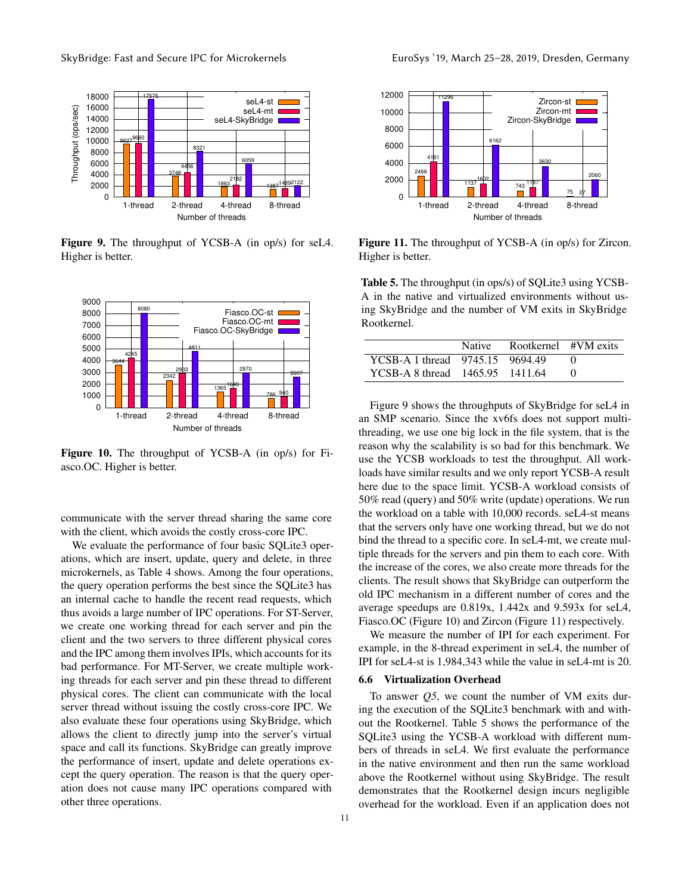Figure 9. The throughput of YCSB-A (in op/s) for seL4. Higher is better.

Figure 10. The throughput of YCSB-A (in op/s) for Fiasco.OC. Higher is better.

communicate with the server thread sharing the same core with the client, which avoids the costly cross-core IPC.

We evaluate the performance of four basic SQLite3 operations, which are insert, update, query and delete, in three microkernels, as Table 4 shows. Among the four operations, the query operation performs the best since the SQLite3 has an internal cache to handle the recent read requests, which thus avoids a large number of IPC operations. For ST-Server, we create one working thread for each server and pin the client and the two servers to three different physical cores and the IPC among them involves IPIs, which accounts for its bad performance. For MT-Server, we create multiple working threads for each server and pin these thread to different physical cores. The client can communicate with the local server thread without issuing the costly cross-core IPC. We also evaluate these four operations using SkyBridge, which allows the client to directly jump into the server's virtual space and call its functions. SkyBridge can greatly improve the performance of insert, update and delete operations except the query operation. The reason is that the query operation does not cause many IPC operations compared with other three operations.

Figure 11. The throughput of YCSB-A (in op/s) for Zircon. Higher is better.

Table 5. The throughput (in ops/s) of SQLite3 using YCSB-A in the native and virtualized environments without using SkyBridge and the number of VM exits in SkyBridge Rootkernel.

| | Native | Rootkernel | #VM exits |
|---|---|---|---|
| YCSB-A 1 thread | 9745.15 | 9694.49 | 0 |
| YCSB-A 8 thread | 1465.95 | 1411.64 | 0 |

Figure 9 shows the throughputs of SkyBridge for seL4 in an SMP scenario. Since the xv6fs does not support multi-threading, we use one big lock in the file system, that is the reason why the scalability is so bad for this benchmark. We use the YCSB workloads to test the throughput. All workloads have similar results and we only report YCSB-A result here due to the space limit. YCSB-A workload consists of 50% read (query) and 50% write (update) operations. We run the workload on a table with 10,000 records. seL4-st means that the servers only have one working thread, but we do not bind the thread to a specific core. In seL4-mt, we create multiple threads for the servers and pin them to each core. With the increase of the cores, we also create more threads for the clients. The result shows that SkyBridge can outperform the old IPC mechanism in a different number of cores and the average speedups are 0.819x, 1.442x and 9.593x for seL4, Fiasco.OC (Figure 10) and Zircon (Figure 11) respectively.

We measure the number of IPI for each experiment. For example, in the 8-thread experiment in seL4, the number of IPI for seL4-st is 1,984,343 while the value in seL4-mt is 20.

### 6.6 Virtualization Overhead

To answer *Q5*, we count the number of VM exits during the execution of the SQLite3 benchmark with and without the Rootkernel. Table 5 shows the performance of the SQLite3 using the YCSB-A workload with different numbers of threads in seL4. We first evaluate the performance in the native environment and then run the same workload above the Rootkernel without using SkyBridge. The result demonstrates that the Rootkernel design incurs negligible overhead for the workload. Even if an application does not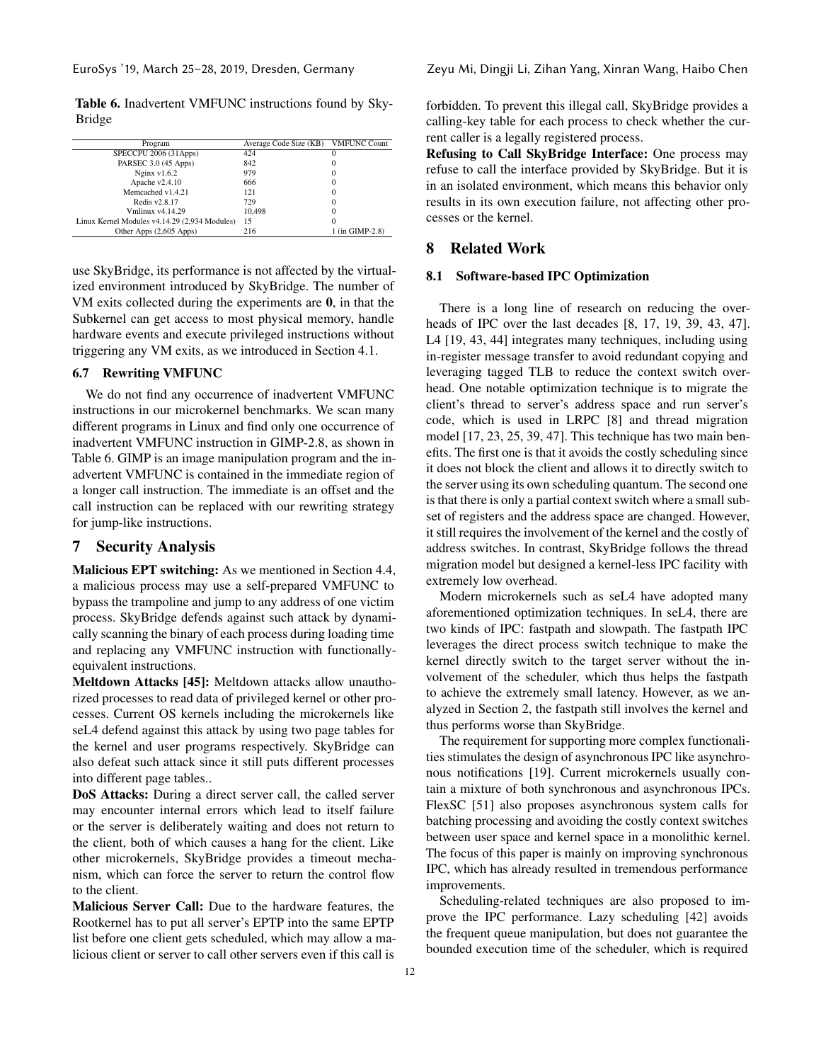**Table 6.** Inadvertent VMFUNC instructions found by SkyBridge

| Program | Average Code Size (KB) | VMFUNC Count |
|---|---|---|
| SPECCPU 2006 (31Apps) | 424 | 0 |
| PARSEC 3.0 (45 Apps) | 842 | 0 |
| Nginx v1.6.2 | 979 | 0 |
| Apache v2.4.10 | 666 | 0 |
| Memcached v1.4.21 | 121 | 0 |
| Redis v2.8.17 | 729 | 0 |
| Vmlinux v4.14.29 | 10,498 | 0 |
| Linux Kernel Modules v4.14.29 (2,934 Modules) | 15 | 0 |
| Other Apps (2,605 Apps) | 216 | 1 (in GIMP-2.8) |

use SkyBridge, its performance is not affected by the virtualized environment introduced by SkyBridge. The number of VM exits collected during the experiments are **0**, in that the Subkernel can get access to most physical memory, handle hardware events and execute privileged instructions without triggering any VM exits, as we introduced in Section 4.1.

### 6.7 Rewriting VMFUNC

We do not find any occurrence of inadvertent VMFUNC instructions in our microkernel benchmarks. We scan many different programs in Linux and find only one occurrence of inadvertent VMFUNC instruction in GIMP-2.8, as shown in Table 6. GIMP is an image manipulation program and the inadvertent VMFUNC is contained in the immediate region of a longer call instruction. The immediate is an offset and the call instruction can be replaced with our rewriting strategy for jump-like instructions.

## 7 Security Analysis

**Malicious EPT switching:** As we mentioned in Section 4.4, a malicious process may use a self-prepared VMFUNC to bypass the trampoline and jump to any address of one victim process. SkyBridge defends against such attack by dynamically scanning the binary of each process during loading time and replacing any VMFUNC instruction with functionally-equivalent instructions.

**Meltdown Attacks [45]:** Meltdown attacks allow unauthorized processes to read data of privileged kernel or other processes. Current OS kernels including the microkernels like seL4 defend against this attack by using two page tables for the kernel and user programs respectively. SkyBridge can also defeat such attack since it still puts different processes into different page tables..

**DoS Attacks:** During a direct server call, the called server may encounter internal errors which lead to itself failure or the server is deliberately waiting and does not return to the client, both of which causes a hang for the client. Like other microkernels, SkyBridge provides a timeout mechanism, which can force the server to return the control flow to the client.

**Malicious Server Call:** Due to the hardware features, the Rootkernel has to put all server's EPTP into the same EPTP list before one client gets scheduled, which may allow a malicious client or server to call other servers even if this call is forbidden. To prevent this illegal call, SkyBridge provides a calling-key table for each process to check whether the current caller is a legally registered process.

**Refusing to Call SkyBridge Interface:** One process may refuse to call the interface provided by SkyBridge. But it is in an isolated environment, which means this behavior only results in its own execution failure, not affecting other processes or the kernel.

## 8 Related Work

### 8.1 Software-based IPC Optimization

There is a long line of research on reducing the overheads of IPC over the last decades [8, 17, 19, 39, 43, 47]. L4 [19, 43, 44] integrates many techniques, including using in-register message transfer to avoid redundant copying and leveraging tagged TLB to reduce the context switch overhead. One notable optimization technique is to migrate the client's thread to server's address space and run server's code, which is used in LRPC [8] and thread migration model [17, 23, 25, 39, 47]. This technique has two main benefits. The first one is that it avoids the costly scheduling since it does not block the client and allows it to directly switch to the server using its own scheduling quantum. The second one is that there is only a partial context switch where a small subset of registers and the address space are changed. However, it still requires the involvement of the kernel and the costly of address switches. In contrast, SkyBridge follows the thread migration model but designed a kernel-less IPC facility with extremely low overhead.

Modern microkernels such as seL4 have adopted many aforementioned optimization techniques. In seL4, there are two kinds of IPC: fastpath and slowpath. The fastpath IPC leverages the direct process switch technique to make the kernel directly switch to the target server without the involvement of the scheduler, which thus helps the fastpath to achieve the extremely small latency. However, as we analyzed in Section 2, the fastpath still involves the kernel and thus performs worse than SkyBridge.

The requirement for supporting more complex functionalities stimulates the design of asynchronous IPC like asynchronous notifications [19]. Current microkernels usually contain a mixture of both synchronous and asynchronous IPCs. FlexSC [51] also proposes asynchronous system calls for batching processing and avoiding the costly context switches between user space and kernel space in a monolithic kernel. The focus of this paper is mainly on improving synchronous IPC, which has already resulted in tremendous performance improvements.

Scheduling-related techniques are also proposed to improve the IPC performance. Lazy scheduling [42] avoids the frequent queue manipulation, but does not guarantee the bounded execution time of the scheduler, which is required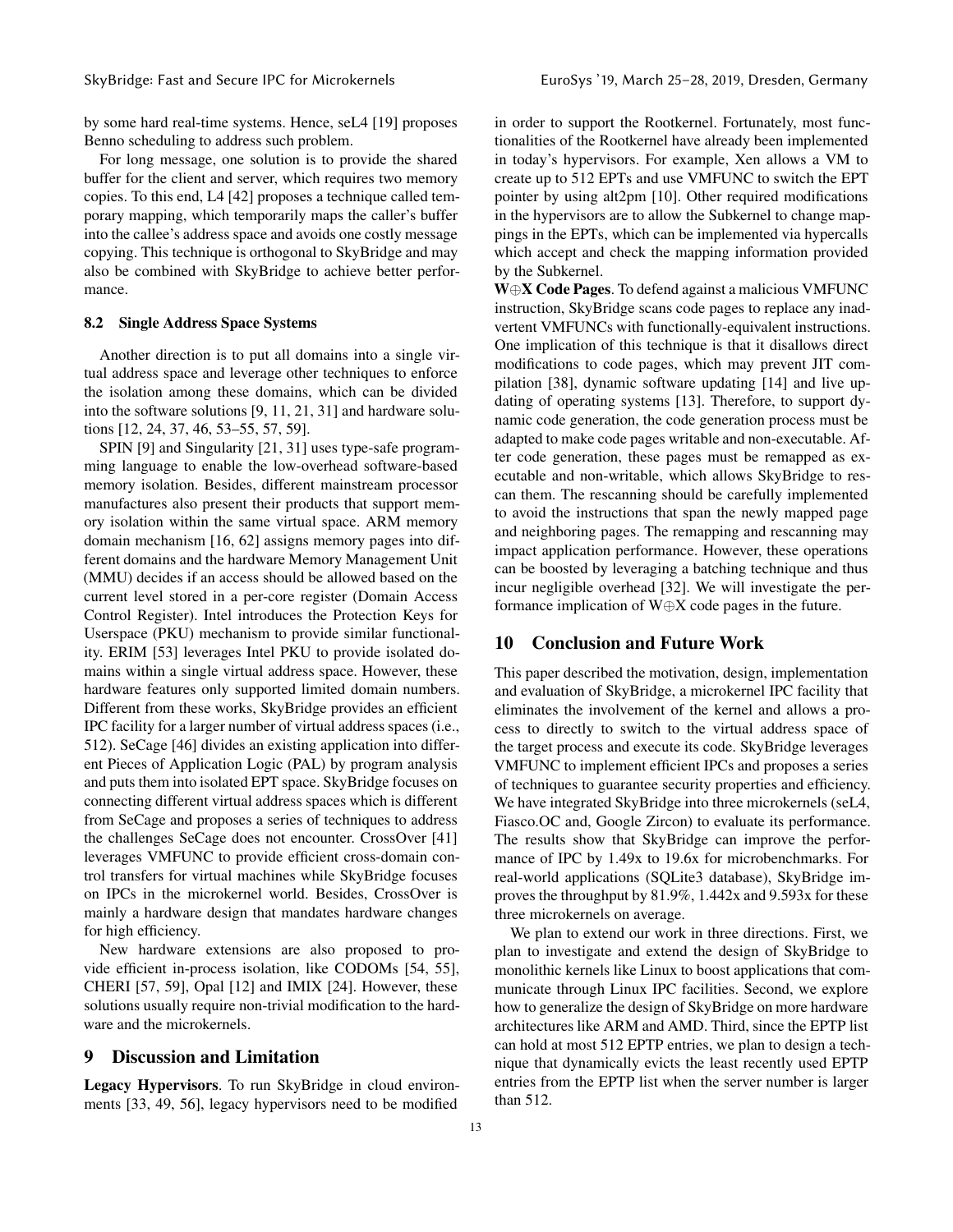by some hard real-time systems. Hence, seL4 [19] proposes Benno scheduling to address such problem.

For long message, one solution is to provide the shared buffer for the client and server, which requires two memory copies. To this end, L4 [42] proposes a technique called temporary mapping, which temporarily maps the caller's buffer into the callee's address space and avoids one costly message copying. This technique is orthogonal to SkyBridge and may also be combined with SkyBridge to achieve better performance.

### 8.2 Single Address Space Systems

Another direction is to put all domains into a single virtual address space and leverage other techniques to enforce the isolation among these domains, which can be divided into the software solutions [9, 11, 21, 31] and hardware solutions [12, 24, 37, 46, 53–55, 57, 59].

SPIN [9] and Singularity [21, 31] uses type-safe programming language to enable the low-overhead software-based memory isolation. Besides, different mainstream processor manufactures also present their products that support memory isolation within the same virtual space. ARM memory domain mechanism [16, 62] assigns memory pages into different domains and the hardware Memory Management Unit (MMU) decides if an access should be allowed based on the current level stored in a per-core register (Domain Access Control Register). Intel introduces the Protection Keys for Userspace (PKU) mechanism to provide similar functionality. ERIM [53] leverages Intel PKU to provide isolated domains within a single virtual address space. However, these hardware features only supported limited domain numbers. Different from these works, SkyBridge provides an efficient IPC facility for a larger number of virtual address spaces (i.e., 512). SeCage [46] divides an existing application into different Pieces of Application Logic (PAL) by program analysis and puts them into isolated EPT space. SkyBridge focuses on connecting different virtual address spaces which is different from SeCage and proposes a series of techniques to address the challenges SeCage does not encounter. CrossOver [41] leverages VMFUNC to provide efficient cross-domain control transfers for virtual machines while SkyBridge focuses on IPCs in the microkernel world. Besides, CrossOver is mainly a hardware design that mandates hardware changes for high efficiency.

New hardware extensions are also proposed to provide efficient in-process isolation, like CODOMs [54, 55], CHERI [57, 59], Opal [12] and IMIX [24]. However, these solutions usually require non-trivial modification to the hardware and the microkernels.

## 9 Discussion and Limitation

**Legacy Hypervisors**. To run SkyBridge in cloud environments [33, 49, 56], legacy hypervisors need to be modified in order to support the Rootkernel. Fortunately, most functionalities of the Rootkernel have already been implemented in today's hypervisors. For example, Xen allows a VM to create up to 512 EPTs and use VMFUNC to switch the EPT pointer by using alt2pm [10]. Other required modifications in the hypervisors are to allow the Subkernel to change mappings in the EPTs, which can be implemented via hypercalls which accept and check the mapping information provided by the Subkernel.

**W⊕X Code Pages**. To defend against a malicious VMFUNC instruction, SkyBridge scans code pages to replace any inadvertent VMFUNCs with functionally-equivalent instructions. One implication of this technique is that it disallows direct modifications to code pages, which may prevent JIT compilation [38], dynamic software updating [14] and live updating of operating systems [13]. Therefore, to support dynamic code generation, the code generation process must be adapted to make code pages writable and non-executable. After code generation, these pages must be remapped as executable and non-writable, which allows SkyBridge to rescan them. The rescanning should be carefully implemented to avoid the instructions that span the newly mapped page and neighboring pages. The remapping and rescanning may impact application performance. However, these operations can be boosted by leveraging a batching technique and thus incur negligible overhead [32]. We will investigate the performance implication of W⊕X code pages in the future.

## 10 Conclusion and Future Work

This paper described the motivation, design, implementation and evaluation of SkyBridge, a microkernel IPC facility that eliminates the involvement of the kernel and allows a process to directly to switch to the virtual address space of the target process and execute its code. SkyBridge leverages VMFUNC to implement efficient IPCs and proposes a series of techniques to guarantee security properties and efficiency. We have integrated SkyBridge into three microkernels (seL4, Fiasco.OC and, Google Zircon) to evaluate its performance. The results show that SkyBridge can improve the performance of IPC by 1.49x to 19.6x for microbenchmarks. For real-world applications (SQLite3 database), SkyBridge improves the throughput by 81.9%, 1.442x and 9.593x for these three microkernels on average.

We plan to extend our work in three directions. First, we plan to investigate and extend the design of SkyBridge to monolithic kernels like Linux to boost applications that communicate through Linux IPC facilities. Second, we explore how to generalize the design of SkyBridge on more hardware architectures like ARM and AMD. Third, since the EPTP list can hold at most 512 EPTP entries, we plan to design a technique that dynamically evicts the least recently used EPTP entries from the EPTP list when the server number is larger than 512.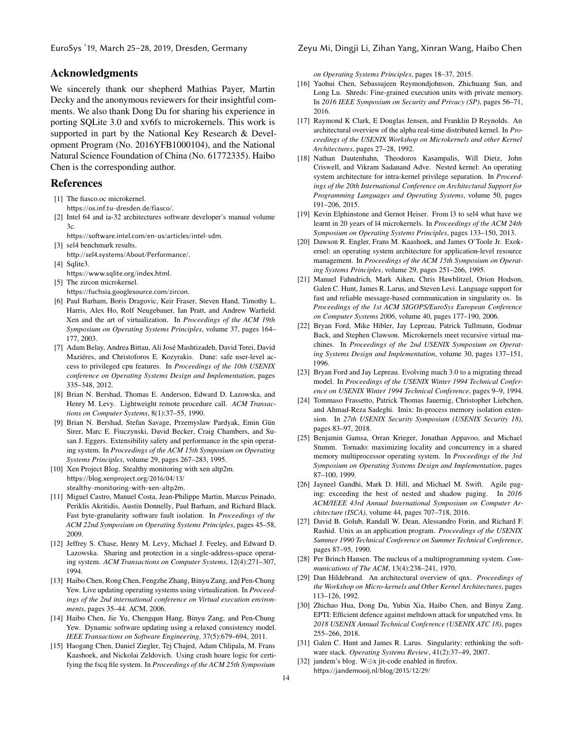## Acknowledgments

We sincerely thank our shepherd Mathias Payer, Martin Decky and the anonymous reviewers for their insightful comments. We also thank Dong Du for sharing his experience in porting SQLite 3.0 and xv6fs to microkernels. This work is supported in part by the National Key Research & Development Program (No. 2016YFB1000104), and the National Natural Science Foundation of China (No. 61772335). Haibo Chen is the corresponding author.

## References

[1] The fiasco.oc microkernel. https://os.inf.tu-dresden.de/fiasco/.

[2] Intel 64 and ia-32 architectures software developer's manual volume 3c. https://software.intel.com/en-us/articles/intel-sdm.

[3] sel4 benchmark results. http://sel4.systems/About/Performance/.

[4] Sqlite3. https://www.sqlite.org/index.html.

[5] The zircon microkernel. https://fuchsia.googlesource.com/zircon.

[6] Paul Barham, Boris Dragovic, Keir Fraser, Steven Hand, Timothy L. Harris, Alex Ho, Rolf Neugebauer, Ian Pratt, and Andrew Warfield. Xen and the art of virtualization. In *Proceedings of the ACM 19th Symposium on Operating Systems Principles*, volume 37, pages 164–177, 2003.

[7] Adam Belay, Andrea Bittau, Ali José Mashtizadeh, David Terei, David Maziéres, and Christoforos E. Kozyrakis. Dune: safe user-level access to privileged cpu features. In *Proceedings of the 10th USENIX conference on Operating Systems Design and Implementation*, pages 335–348, 2012.

[8] Brian N. Bershad, Thomas E. Anderson, Edward D. Lazowska, and Henry M. Levy. Lightweight remote procedure call. *ACM Transactions on Computer Systems*, 8(1):37–55, 1990.

[9] Brian N. Bershad, Stefan Savage, Przemyslaw Pardyak, Emin Gün Sirer, Marc E. Fiuczynski, David Becker, Craig Chambers, and Susan J. Eggers. Extensibility safety and performance in the spin operating system. In *Proceedings of the ACM 15th Symposium on Operating Systems Principles*, volume 29, pages 267–283, 1995.

[10] Xen Project Blog. Stealthy monitoring with xen altp2m. https://blog.xenproject.org/2016/04/13/stealthy-monitoring-with-xen-altp2m.

[11] Miguel Castro, Manuel Costa, Jean-Philippe Martin, Marcus Peinado, Periklis Akritidis, Austin Donnelly, Paul Barham, and Richard Black. Fast byte-granularity software fault isolation. In *Proceedings of the ACM 22nd Symposium on Operating Systems Principles*, pages 45–58, 2009.

[12] Jeffrey S. Chase, Henry M. Levy, Michael J. Feeley, and Edward D. Lazowska. Sharing and protection in a single-address-space operating system. *ACM Transactions on Computer Systems*, 12(4):271–307, 1994.

[13] Haibo Chen, Rong Chen, Fengzhe Zhang, Binyu Zang, and Pen-Chung Yew. Live updating operating systems using virtualization. In *Proceedings of the 2nd international conference on Virtual execution environments*, pages 35–44. ACM, 2006.

[14] Haibo Chen, Jie Yu, Chengqun Hang, Binyu Zang, and Pen-Chung Yew. Dynamic software updating using a relaxed consistency model. *IEEE Transactions on Software Engineering*, 37(5):679–694, 2011.

[15] Haogang Chen, Daniel Ziegler, Tej Chajed, Adam Chlipala, M. Frans Kaashoek, and Nickolai Zeldovich. Using crash hoare logic for certifying the fscq file system. In *Proceedings of the ACM 25th Symposium on Operating Systems Principles*, pages 18–37, 2015.

[16] Yaohui Chen, Sebassujeen Reymondjohnson, Zhichuang Sun, and Long Lu. Shreds: Fine-grained execution units with private memory. In *2016 IEEE Symposium on Security and Privacy (SP)*, pages 56–71, 2016.

[17] Raymond K Clark, E Douglas Jensen, and Franklin D Reynolds. An architectural overview of the alpha real-time distributed kernel. In *Proceedings of the USENIX Workshop on Microkernels and other Kernel Architectures*, pages 27–28, 1992.

[18] Nathan Dautenhahn, Theodoros Kasampalis, Will Dietz, John Criswell, and Vikram Sadanand Adve. Nested kernel: An operating system architecture for intra-kernel privilege separation. In *Proceedings of the 20th International Conference on Architectural Support for Programming Languages and Operating Systems*, volume 50, pages 191–206, 2015.

[19] Kevin Elphinstone and Gernot Heiser. From l3 to sel4 what have we learnt in 20 years of l4 microkernels. In *Proceedings of the ACM 24th Symposium on Operating Systems Principles*, pages 133–150, 2013.

[20] Dawson R. Engler, Frans M. Kaashoek, and James O'Toole Jr. Exokernel: an operating system architecture for application-level resource management. In *Proceedings of the ACM 15th Symposium on Operating Systems Principles*, volume 29, pages 251–266, 1995.

[21] Manuel Fahndrich, Mark Aiken, Chris Hawblitzel, Orion Hodson, Galen C. Hunt, James R. Larus, and Steven Levi. Language support for fast and reliable message-based communication in singularity os. In *Proceedings of the 1st ACM SIGOPS/EuroSys European Conference on Computer Systems 2006*, volume 40, pages 177–190, 2006.

[22] Bryan Ford, Mike Hibler, Jay Lepreau, Patrick Tullmann, Godmar Back, and Stephen Clawson. Microkernels meet recursive virtual machines. In *Proceedings of the 2nd USENIX Symposium on Operating Systems Design and Implementation*, volume 30, pages 137–151, 1996.

[23] Bryan Ford and Jay Lepreau. Evolving mach 3.0 to a migrating thread model. In *Proceedings of the USENIX Winter 1994 Technical Conference on USENIX Winter 1994 Technical Conference*, pages 9–9, 1994.

[24] Tommaso Frassetto, Patrick Thomas Jauernig, Christopher Liebchen, and Ahmad-Reza Sadeghi. Imix: In-process memory isolation extension. In *27th USENIX Security Symposium (USENIX Security 18)*, pages 83–97, 2018.

[25] Benjamin Gamsa, Orran Krieger, Jonathan Appavoo, and Michael Stumm. Tornado: maximizing locality and concurrency in a shared memory multiprocessor operating system. In *Proceedings of the 3rd Symposium on Operating Systems Design and Implementation*, pages 87–100, 1999.

[26] Jayneel Gandhi, Mark D. Hill, and Michael M. Swift. Agile paging: exceeding the best of nested and shadow paging. In *2016 ACM/IEEE 43rd Annual International Symposium on Computer Architecture (ISCA)*, volume 44, pages 707–718, 2016.

[27] David B. Golub, Randall W. Dean, Alessandro Forin, and Richard F. Rashid. Unix as an application program. *Proceedings of the USENIX Summer 1990 Technical Conference on Summer Technical Conference*, pages 87–95, 1990.

[28] Per Brinch Hansen. The nucleus of a multiprogramming system. *Communications of The ACM*, 13(4):238–241, 1970.

[29] Dan Hildebrand. An architectural overview of qnx. *Proceedings of the Workshop on Micro-kernels and Other Kernel Architectures*, pages 113–126, 1992.

[30] Zhichao Hua, Dong Du, Yubin Xia, Haibo Chen, and Binyu Zang. EPTI: Efficient defence against meltdown attack for unpatched vms. In *2018 USENIX Annual Technical Conference (USENIX ATC 18)*, pages 255–266, 2018.

[31] Galen C. Hunt and James R. Larus. Singularity: rethinking the software stack. *Operating Systems Review*, 41(2):37–49, 2007.

[32] jandem's blog. W⊕x jit-code enabled in firefox. https://jandemooij.nl/blog/2015/12/29/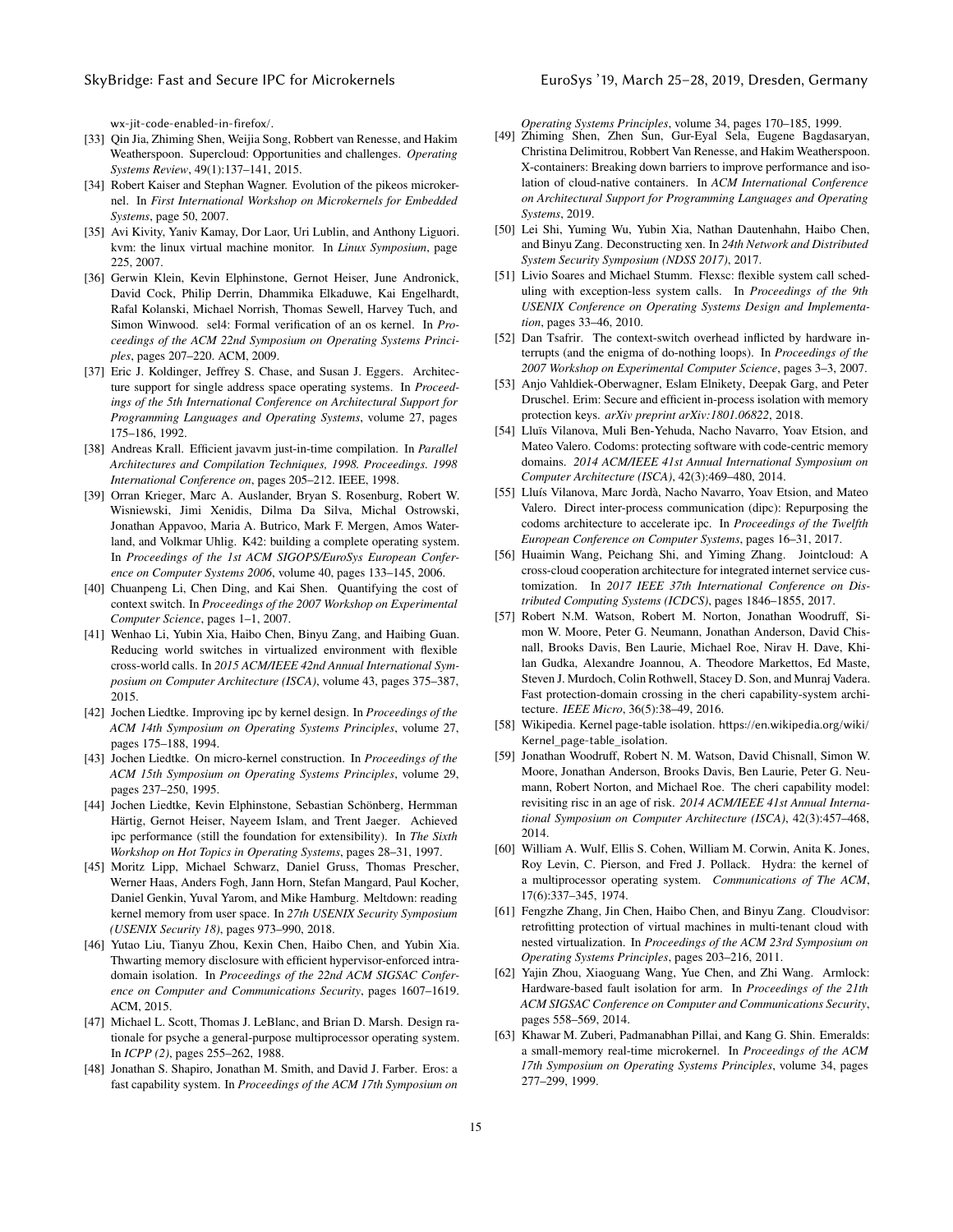wx-jit-code-enabled-in-firefox/.

[33] Qin Jia, Zhiming Shen, Weijia Song, Robbert van Renesse, and Hakim Weatherspoon. Supercloud: Opportunities and challenges. *Operating Systems Review*, 49(1):137–141, 2015.

[34] Robert Kaiser and Stephan Wagner. Evolution of the pikeos microkernel. In *First International Workshop on Microkernels for Embedded Systems*, page 50, 2007.

[35] Avi Kivity, Yaniv Kamay, Dor Laor, Uri Lublin, and Anthony Liguori. kvm: the linux virtual machine monitor. In *Linux Symposium*, page 225, 2007.

[36] Gerwin Klein, Kevin Elphinstone, Gernot Heiser, June Andronick, David Cock, Philip Derrin, Dhammika Elkaduwe, Kai Engelhardt, Rafal Kolanski, Michael Norrish, Thomas Sewell, Harvey Tuch, and Simon Winwood. sel4: Formal verification of an os kernel. In *Proceedings of the ACM 22nd Symposium on Operating Systems Principles*, pages 207–220. ACM, 2009.

[37] Eric J. Koldinger, Jeffrey S. Chase, and Susan J. Eggers. Architecture support for single address space operating systems. In *Proceedings of the 5th International Conference on Architectural Support for Programming Languages and Operating Systems*, volume 27, pages 175–186, 1992.

[38] Andreas Krall. Efficient javavm just-in-time compilation. In *Parallel Architectures and Compilation Techniques, 1998. Proceedings. 1998 International Conference on*, pages 205–212. IEEE, 1998.

[39] Orran Krieger, Marc A. Auslander, Bryan S. Rosenburg, Robert W. Wisniewski, Jimi Xenidis, Dilma Da Silva, Michal Ostrowski, Jonathan Appavoo, Maria A. Butrico, Mark F. Mergen, Amos Waterland, and Volkmar Uhlig. K42: building a complete operating system. In *Proceedings of the 1st ACM SIGOPS/EuroSys European Conference on Computer Systems 2006*, volume 40, pages 133–145, 2006.

[40] Chuanpeng Li, Chen Ding, and Kai Shen. Quantifying the cost of context switch. In *Proceedings of the 2007 Workshop on Experimental Computer Science*, pages 1–1, 2007.

[41] Wenhao Li, Yubin Xia, Haibo Chen, Binyu Zang, and Haibing Guan. Reducing world switches in virtualized environment with flexible cross-world calls. In *2015 ACM/IEEE 42nd Annual International Symposium on Computer Architecture (ISCA)*, volume 43, pages 375–387, 2015.

[42] Jochen Liedtke. Improving ipc by kernel design. In *Proceedings of the ACM 14th Symposium on Operating Systems Principles*, volume 27, pages 175–188, 1994.

[43] Jochen Liedtke. On micro-kernel construction. In *Proceedings of the ACM 15th Symposium on Operating Systems Principles*, volume 29, pages 237–250, 1995.

[44] Jochen Liedtke, Kevin Elphinstone, Sebastian Schönberg, Hermman Härtig, Gernot Heiser, Nayeem Islam, and Trent Jaeger. Achieved ipc performance (still the foundation for extensibility). In *The Sixth Workshop on Hot Topics in Operating Systems*, pages 28–31, 1997.

[45] Moritz Lipp, Michael Schwarz, Daniel Gruss, Thomas Prescher, Werner Haas, Anders Fogh, Jann Horn, Stefan Mangard, Paul Kocher, Daniel Genkin, Yuval Yarom, and Mike Hamburg. Meltdown: reading kernel memory from user space. In *27th USENIX Security Symposium (USENIX Security 18)*, pages 973–990, 2018.

[46] Yutao Liu, Tianyu Zhou, Kexin Chen, Haibo Chen, and Yubin Xia. Thwarting memory disclosure with efficient hypervisor-enforced intra-domain isolation. In *Proceedings of the 22nd ACM SIGSAC Conference on Computer and Communications Security*, pages 1607–1619. ACM, 2015.

[47] Michael L. Scott, Thomas J. LeBlanc, and Brian D. Marsh. Design rationale for psyche a general-purpose multiprocessor operating system. In *ICPP (2)*, pages 255–262, 1988.

[48] Jonathan S. Shapiro, Jonathan M. Smith, and David J. Farber. Eros: a fast capability system. In *Proceedings of the ACM 17th Symposium on Operating Systems Principles*, volume 34, pages 170–185, 1999.

[49] Zhiming Shen, Zhen Sun, Gur-Eyal Sela, Eugene Bagdasaryan, Christina Delimitrou, Robbert Van Renesse, and Hakim Weatherspoon. X-containers: Breaking down barriers to improve performance and isolation of cloud-native containers. In *ACM International Conference on Architectural Support for Programming Languages and Operating Systems*, 2019.

[50] Lei Shi, Yuming Wu, Yubin Xia, Nathan Dautenhahn, Haibo Chen, and Binyu Zang. Deconstructing xen. In *24th Network and Distributed System Security Symposium (NDSS 2017)*, 2017.

[51] Livio Soares and Michael Stumm. Flexsc: flexible system call scheduling with exception-less system calls. In *Proceedings of the 9th USENIX Conference on Operating Systems Design and Implementation*, pages 33–46, 2010.

[52] Dan Tsafrir. The context-switch overhead inflicted by hardware interrupts (and the enigma of do-nothing loops). In *Proceedings of the 2007 Workshop on Experimental Computer Science*, pages 3–3, 2007.

[53] Anjo Vahldiek-Oberwagner, Eslam Elnikety, Deepak Garg, and Peter Druschel. Erim: Secure and efficient in-process isolation with memory protection keys. *arXiv preprint arXiv:1801.06822*, 2018.

[54] Lluïs Vilanova, Muli Ben-Yehuda, Nacho Navarro, Yoav Etsion, and Mateo Valero. Codoms: protecting software with code-centric memory domains. *2014 ACM/IEEE 41st Annual International Symposium on Computer Architecture (ISCA)*, 42(3):469–480, 2014.

[55] Lluís Vilanova, Marc Jordà, Nacho Navarro, Yoav Etsion, and Mateo Valero. Direct inter-process communication (dipc): Repurposing the codoms architecture to accelerate ipc. In *Proceedings of the Twelfth European Conference on Computer Systems*, pages 16–31, 2017.

[56] Huaimin Wang, Peichang Shi, and Yiming Zhang. Jointcloud: A cross-cloud cooperation architecture for integrated internet service customization. In *2017 IEEE 37th International Conference on Distributed Computing Systems (ICDCS)*, pages 1846–1855, 2017.

[57] Robert N.M. Watson, Robert M. Norton, Jonathan Woodruff, Simon W. Moore, Peter G. Neumann, Jonathan Anderson, David Chisnall, Brooks Davis, Ben Laurie, Michael Roe, Nirav H. Dave, Khilan Gudka, Alexandre Joannou, A. Theodore Markettos, Ed Maste, Steven J. Murdoch, Colin Rothwell, Stacey D. Son, and Munraj Vadera. Fast protection-domain crossing in the cheri capability-system architecture. *IEEE Micro*, 36(5):38–49, 2016.

[58] Wikipedia. Kernel page-table isolation. https://en.wikipedia.org/wiki/Kernel_page-table_isolation.

[59] Jonathan Woodruff, Robert N. M. Watson, David Chisnall, Simon W. Moore, Jonathan Anderson, Brooks Davis, Ben Laurie, Peter G. Neumann, Robert Norton, and Michael Roe. The cheri capability model: revisiting risc in an age of risk. *2014 ACM/IEEE 41st Annual International Symposium on Computer Architecture (ISCA)*, 42(3):457–468, 2014.

[60] William A. Wulf, Ellis S. Cohen, William M. Corwin, Anita K. Jones, Roy Levin, C. Pierson, and Fred J. Pollack. Hydra: the kernel of a multiprocessor operating system. *Communications of The ACM*, 17(6):337–345, 1974.

[61] Fengzhe Zhang, Jin Chen, Haibo Chen, and Binyu Zang. Cloudvisor: retrofitting protection of virtual machines in multi-tenant cloud with nested virtualization. In *Proceedings of the ACM 23rd Symposium on Operating Systems Principles*, pages 203–216, 2011.

[62] Yajin Zhou, Xiaoguang Wang, Yue Chen, and Zhi Wang. Armlock: Hardware-based fault isolation for arm. In *Proceedings of the 21th ACM SIGSAC Conference on Computer and Communications Security*, pages 558–569, 2014.

[63] Khawar M. Zuberi, Padmanabhan Pillai, and Kang G. Shin. Emeralds: a small-memory real-time microkernel. In *Proceedings of the ACM 17th Symposium on Operating Systems Principles*, volume 34, pages 277–299, 1999.